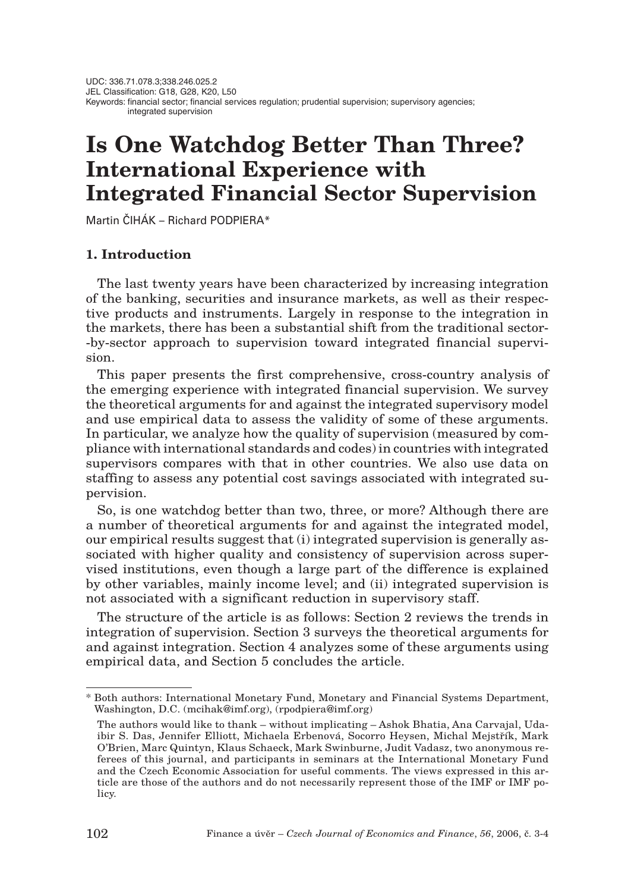UDC: 336.71.078.3;338.246.025.2
JEL Classification: G18, G28, K20, L50
Keywords: financial sector; financial services regulation; prudential supervision; supervisory agencies; integrated supervision

# Is One Watchdog Better Than Three? International Experience with Integrated Financial Sector Supervision

Martin ČIHÁK – Richard PODPIERA*

## 1. Introduction

The last twenty years have been characterized by increasing integration of the banking, securities and insurance markets, as well as their respective products and instruments. Largely in response to the integration in the markets, there has been a substantial shift from the traditional sector-by-sector approach to supervision toward integrated financial supervision.

This paper presents the first comprehensive, cross-country analysis of the emerging experience with integrated financial supervision. We survey the theoretical arguments for and against the integrated supervisory model and use empirical data to assess the validity of some of these arguments. In particular, we analyze how the quality of supervision (measured by compliance with international standards and codes) in countries with integrated supervisors compares with that in other countries. We also use data on staffing to assess any potential cost savings associated with integrated supervision.

So, is one watchdog better than two, three, or more? Although there are a number of theoretical arguments for and against the integrated model, our empirical results suggest that (i) integrated supervision is generally associated with higher quality and consistency of supervision across supervised institutions, even though a large part of the difference is explained by other variables, mainly income level; and (ii) integrated supervision is not associated with a significant reduction in supervisory staff.

The structure of the article is as follows: Section 2 reviews the trends in integration of supervision. Section 3 surveys the theoretical arguments for and against integration. Section 4 analyzes some of these arguments using empirical data, and Section 5 concludes the article.

---

\* Both authors: International Monetary Fund, Monetary and Financial Systems Department, Washington, D.C. (mcihak@imf.org), (rpodpiera@imf.org)

The authors would like to thank – without implicating – Ashok Bhatia, Ana Carvajal, Udaibir S. Das, Jennifer Elliott, Michaela Erbenová, Socorro Heysen, Michal Mejstřík, Mark O'Brien, Marc Quintyn, Klaus Schaeck, Mark Swinburne, Judit Vadasz, two anonymous referees of this journal, and participants in seminars at the International Monetary Fund and the Czech Economic Association for useful comments. The views expressed in this article are those of the authors and do not necessarily represent those of the IMF or IMF policy.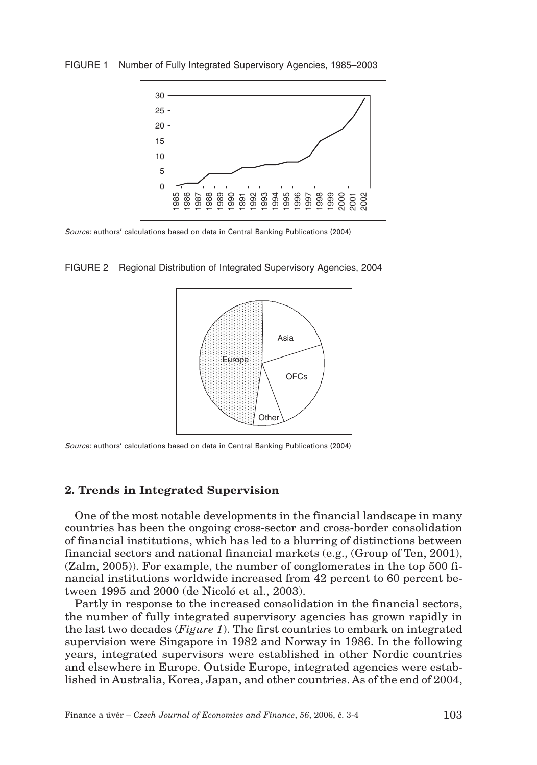FIGURE 1 Number of Fully Integrated Supervisory Agencies, 1985–2003

*Source:* authors' calculations based on data in Central Banking Publications (2004)

FIGURE 2 Regional Distribution of Integrated Supervisory Agencies, 2004

*Source:* authors' calculations based on data in Central Banking Publications (2004)

## 2. Trends in Integrated Supervision

One of the most notable developments in the financial landscape in many countries has been the ongoing cross-sector and cross-border consolidation of financial institutions, which has led to a blurring of distinctions between financial sectors and national financial markets (e.g., (Group of Ten, 2001), (Zalm, 2005)). For example, the number of conglomerates in the top 500 financial institutions worldwide increased from 42 percent to 60 percent between 1995 and 2000 (de Nicoló et al., 2003).

Partly in response to the increased consolidation in the financial sectors, the number of fully integrated supervisory agencies has grown rapidly in the last two decades (*Figure 1*). The first countries to embark on integrated supervision were Singapore in 1982 and Norway in 1986. In the following years, integrated supervisors were established in other Nordic countries and elsewhere in Europe. Outside Europe, integrated agencies were established in Australia, Korea, Japan, and other countries. As of the end of 2004,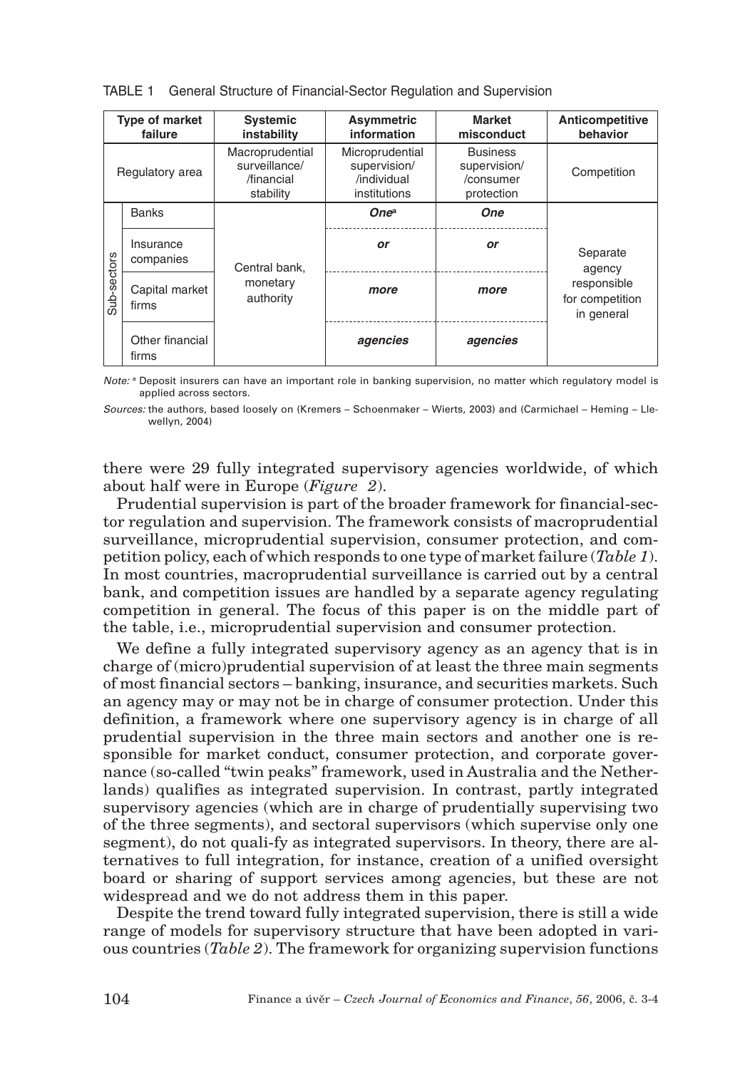TABLE 1 General Structure of Financial-Sector Regulation and Supervision

| Type of market failure | | Systemic instability | Asymmetric information | Market misconduct | Anticompetitive behavior |
|---|---|---|---|---|---|
| Regulatory area | | Macroprudential surveillance/ /financial stability | Microprudential supervision/ /individual institutions | Business supervision/ /consumer protection | Competition |
| Sub-sectors | Banks | Central bank, monetary authority | ***One***[a] | ***One*** | Separate agency responsible for competition in general |
| | Insurance companies | | ***or*** | ***or*** | |
| | Capital market firms | | ***more*** | ***more*** | |
| | Other financial firms | | ***agencies*** | ***agencies*** | |

*Note:* [a] Deposit insurers can have an important role in banking supervision, no matter which regulatory model is applied across sectors.

*Sources:* the authors, based loosely on (Kremers – Schoenmaker – Wierts, 2003) and (Carmichael – Heming – Llewellyn, 2004)

there were 29 fully integrated supervisory agencies worldwide, of which about half were in Europe (*Figure 2*).

Prudential supervision is part of the broader framework for financial-sector regulation and supervision. The framework consists of macroprudential surveillance, microprudential supervision, consumer protection, and competition policy, each of which responds to one type of market failure (*Table 1*). In most countries, macroprudential surveillance is carried out by a central bank, and competition issues are handled by a separate agency regulating competition in general. The focus of this paper is on the middle part of the table, i.e., microprudential supervision and consumer protection.

We define a fully integrated supervisory agency as an agency that is in charge of (micro)prudential supervision of at least the three main segments of most financial sectors – banking, insurance, and securities markets. Such an agency may or may not be in charge of consumer protection. Under this definition, a framework where one supervisory agency is in charge of all prudential supervision in the three main sectors and another one is responsible for market conduct, consumer protection, and corporate governance (so-called "twin peaks" framework, used in Australia and the Netherlands) qualifies as integrated supervision. In contrast, partly integrated supervisory agencies (which are in charge of prudentially supervising two of the three segments), and sectoral supervisors (which supervise only one segment), do not quali-fy as integrated supervisors. In theory, there are alternatives to full integration, for instance, creation of a unified oversight board or sharing of support services among agencies, but these are not widespread and we do not address them in this paper.

Despite the trend toward fully integrated supervision, there is still a wide range of models for supervisory structure that have been adopted in various countries (*Table 2*). The framework for organizing supervision functions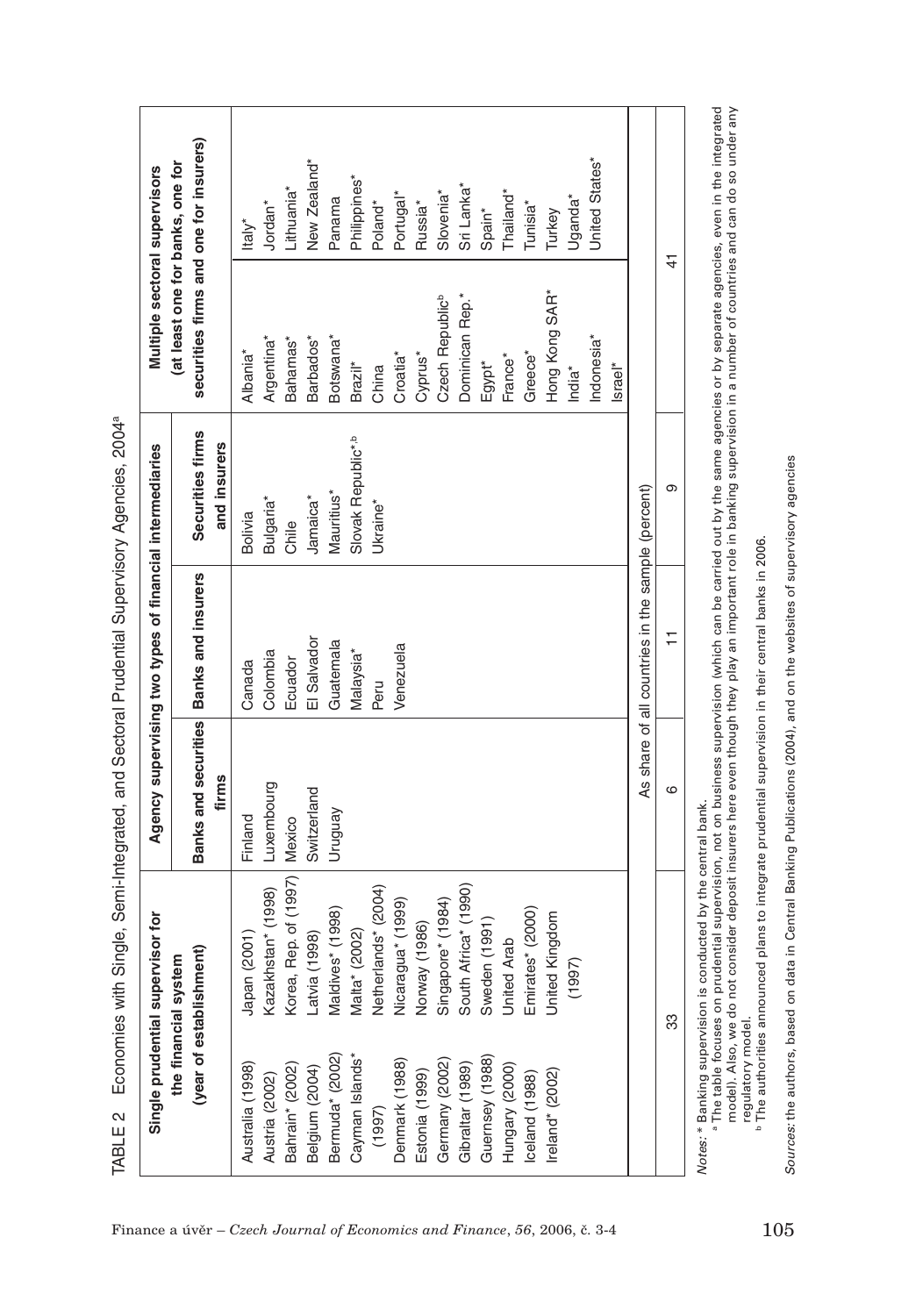TABLE 2 Economies with Single, Semi-Integrated, and Sectoral Prudential Supervisory Agencies, 2004[a]

| Single prudential supervisor for the financial system (year of establishment) | | Agency supervising two types of financial intermediaries | | | Multiple sectoral supervisors (at least one for banks, one for securities firms and one for insurers) | |
|---|---|---|---|---|---|---|
| | | Banks and securities firms | Banks and insurers | Securities firms and insurers | | |
| Australia (1998) | Japan (2001) | Finland | Canada | Bolivia | Albania* | Italy* |
| Austria (2002) | Kazakhstan* (1998) | Luxembourg | Colombia | Bulgaria* | Argentina* | Jordan* |
| Bahrain* (2002) | Korea, Rep. of (1997) | Mexico | Ecuador | Chile | Bahamas* | Lithuania* |
| Belgium (2004) | Latvia (1998) | Switzerland | El Salvador | Jamaica* | Barbados* | New Zealand* |
| Bermuda* (2002) | Maldives* (1998) | Uruguay | Guatemala | Mauritius* | Botswana* | Panama |
| Cayman Islands* (1997) | Malta* (2002) | | Malaysia* | Slovak Republic*,[b] | Brazil* | Philippines* |
| Denmark (1988) | Netherlands* (2004) | | Peru | Ukraine* | China | Poland* |
| Estonia (1999) | Nicaragua* (1999) | | Venezuela | | Croatia* | Portugal* |
| Germany (2002) | Norway (1986) | | | | Cyprus* | Russia* |
| Gibraltar (1989) | Singapore* (1984) | | | | Czech Republic[b] | Slovenia* |
| Guernsey (1988) | South Africa* (1990) | | | | Dominican Rep.* | Sri Lanka* |
| Hungary (2000) | Sweden (1991) | | | | Egypt* | Spain* |
| Iceland (1988) | United Arab Emirates* (2000) | | | | France* | Thailand* |
| Ireland* (2002) | United Kingdom (1997) | | | | Greece* | Tunisia* |
| | | | | | Hong Kong SAR* | Turkey |
| | | | | | India* | Uganda* |
| | | | | | Indonesia* | United States* |
| | | | | | Israel* | |
| As share of all countries in the sample (percent) | | | | | | |
| 33 | | 6 | 11 | 9 | 41 | |

*Notes:* * Banking supervision is conducted by the central bank.
[a] The table focuses on prudential supervision, not on business supervision (which can be carried out by the same agencies or by separate agencies, even in the integrated model). Also, we do not consider deposit insurers here even though they play an important role in banking supervision in a number of countries and can do so under any regulatory model.
[b] The authorities announced plans to integrate prudential supervision in their central banks in 2006.

*Sources:* the authors, based on data in Central Banking Publications (2004), and on the websites of supervisory agencies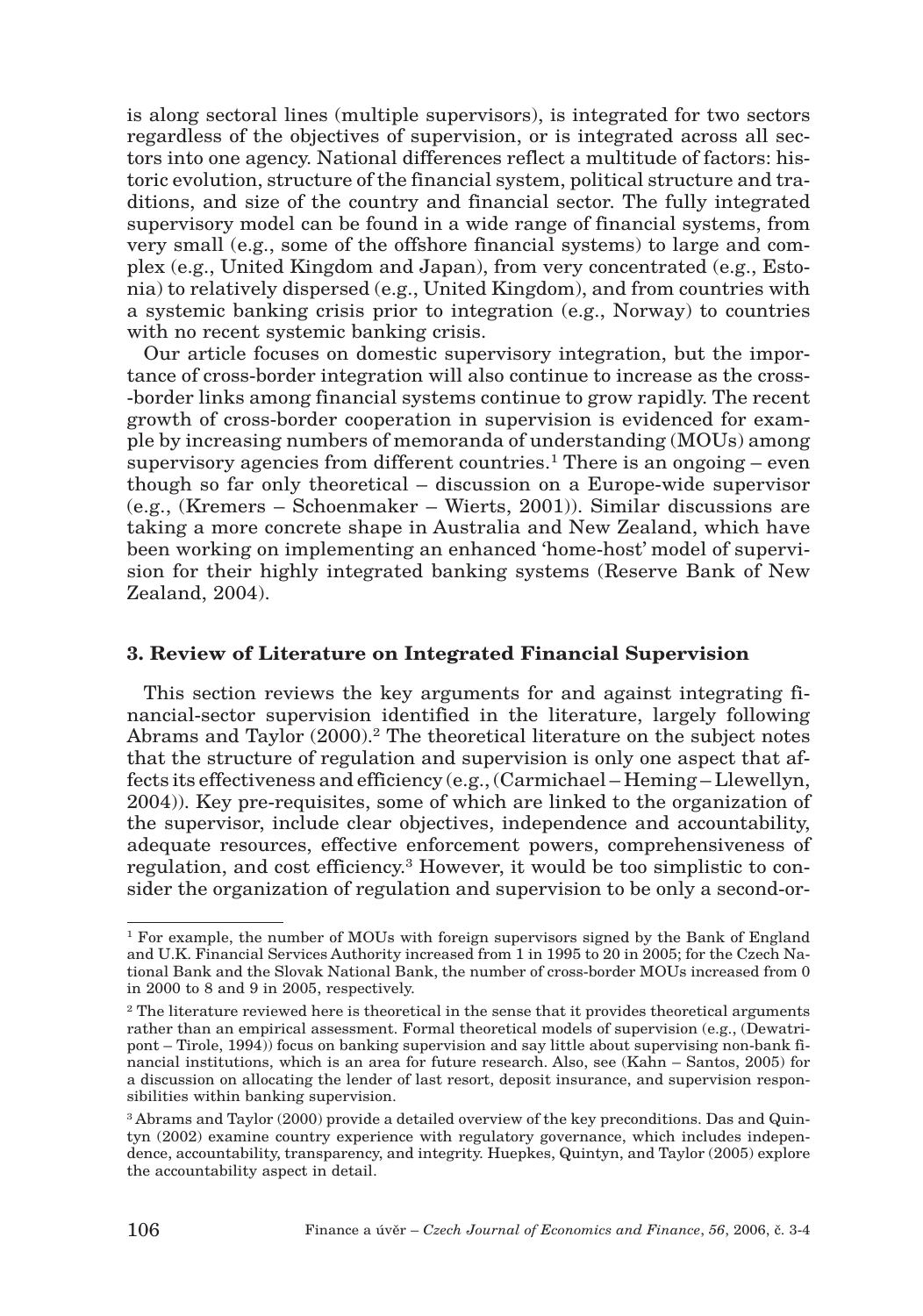is along sectoral lines (multiple supervisors), is integrated for two sectors regardless of the objectives of supervision, or is integrated across all sectors into one agency. National differences reflect a multitude of factors: historic evolution, structure of the financial system, political structure and traditions, and size of the country and financial sector. The fully integrated supervisory model can be found in a wide range of financial systems, from very small (e.g., some of the offshore financial systems) to large and complex (e.g., United Kingdom and Japan), from very concentrated (e.g., Estonia) to relatively dispersed (e.g., United Kingdom), and from countries with a systemic banking crisis prior to integration (e.g., Norway) to countries with no recent systemic banking crisis.

Our article focuses on domestic supervisory integration, but the importance of cross-border integration will also continue to increase as the cross-border links among financial systems continue to grow rapidly. The recent growth of cross-border cooperation in supervision is evidenced for example by increasing numbers of memoranda of understanding (MOUs) among supervisory agencies from different countries.[1] There is an ongoing – even though so far only theoretical – discussion on a Europe-wide supervisor (e.g., (Kremers – Schoenmaker – Wierts, 2001)). Similar discussions are taking a more concrete shape in Australia and New Zealand, which have been working on implementing an enhanced 'home-host' model of supervision for their highly integrated banking systems (Reserve Bank of New Zealand, 2004).

## 3. Review of Literature on Integrated Financial Supervision

This section reviews the key arguments for and against integrating financial-sector supervision identified in the literature, largely following Abrams and Taylor (2000).[2] The theoretical literature on the subject notes that the structure of regulation and supervision is only one aspect that affects its effectiveness and efficiency (e.g., (Carmichael – Heming – Llewellyn, 2004)). Key pre-requisites, some of which are linked to the organization of the supervisor, include clear objectives, independence and accountability, adequate resources, effective enforcement powers, comprehensiveness of regulation, and cost efficiency.[3] However, it would be too simplistic to consider the organization of regulation and supervision to be only a second-or-

---

[1] For example, the number of MOUs with foreign supervisors signed by the Bank of England and U.K. Financial Services Authority increased from 1 in 1995 to 20 in 2005; for the Czech National Bank and the Slovak National Bank, the number of cross-border MOUs increased from 0 in 2000 to 8 and 9 in 2005, respectively.

[2] The literature reviewed here is theoretical in the sense that it provides theoretical arguments rather than an empirical assessment. Formal theoretical models of supervision (e.g., (Dewatripont – Tirole, 1994)) focus on banking supervision and say little about supervising non-bank financial institutions, which is an area for future research. Also, see (Kahn – Santos, 2005) for a discussion on allocating the lender of last resort, deposit insurance, and supervision responsibilities within banking supervision.

[3] Abrams and Taylor (2000) provide a detailed overview of the key preconditions. Das and Quintyn (2002) examine country experience with regulatory governance, which includes independence, accountability, transparency, and integrity. Huepkes, Quintyn, and Taylor (2005) explore the accountability aspect in detail.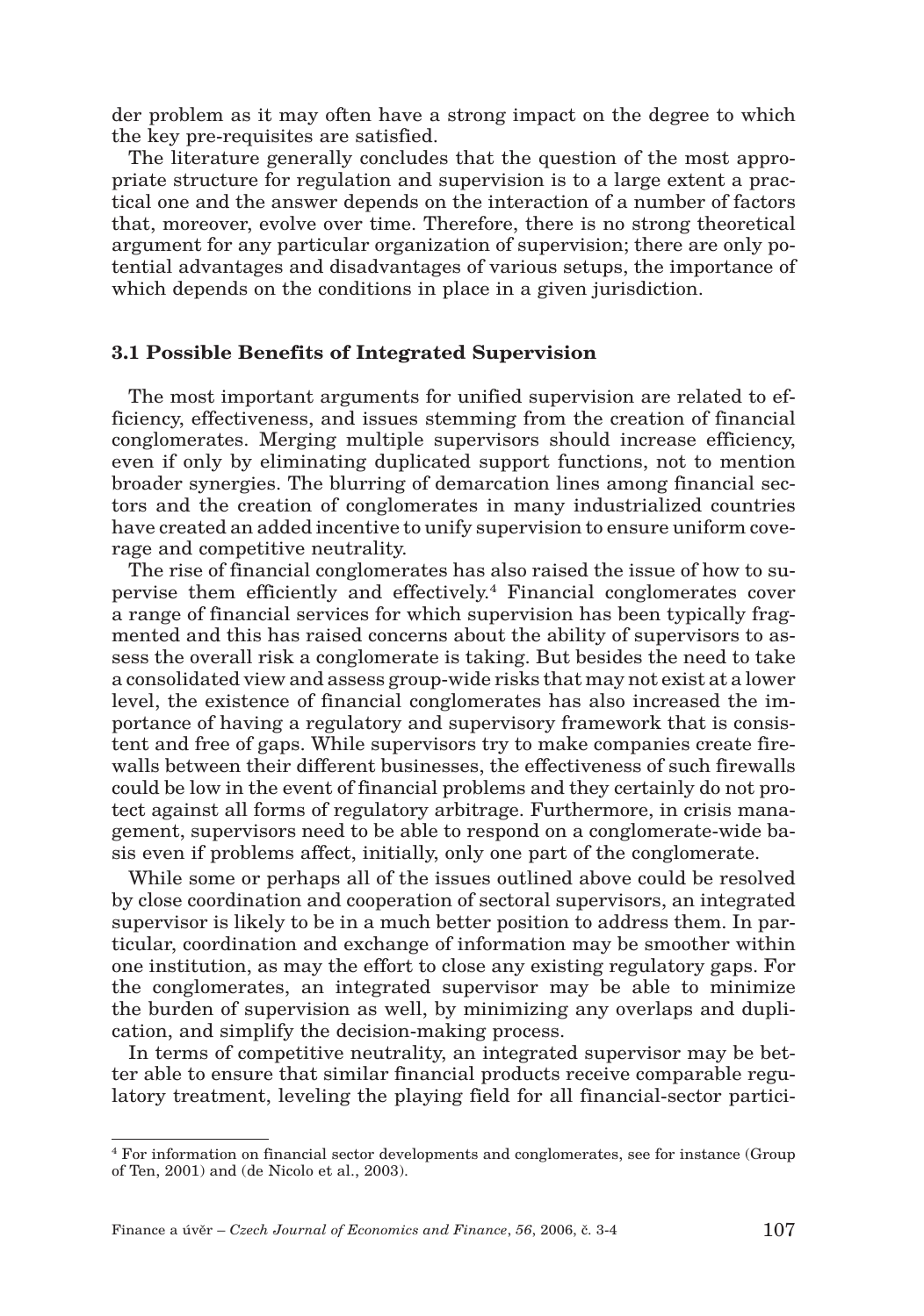der problem as it may often have a strong impact on the degree to which the key pre-requisites are satisfied.

The literature generally concludes that the question of the most appropriate structure for regulation and supervision is to a large extent a practical one and the answer depends on the interaction of a number of factors that, moreover, evolve over time. Therefore, there is no strong theoretical argument for any particular organization of supervision; there are only potential advantages and disadvantages of various setups, the importance of which depends on the conditions in place in a given jurisdiction.

### 3.1 Possible Benefits of Integrated Supervision

The most important arguments for unified supervision are related to efficiency, effectiveness, and issues stemming from the creation of financial conglomerates. Merging multiple supervisors should increase efficiency, even if only by eliminating duplicated support functions, not to mention broader synergies. The blurring of demarcation lines among financial sectors and the creation of conglomerates in many industrialized countries have created an added incentive to unify supervision to ensure uniform coverage and competitive neutrality.

The rise of financial conglomerates has also raised the issue of how to supervise them efficiently and effectively.[4] Financial conglomerates cover a range of financial services for which supervision has been typically fragmented and this has raised concerns about the ability of supervisors to assess the overall risk a conglomerate is taking. But besides the need to take a consolidated view and assess group-wide risks that may not exist at a lower level, the existence of financial conglomerates has also increased the importance of having a regulatory and supervisory framework that is consistent and free of gaps. While supervisors try to make companies create firewalls between their different businesses, the effectiveness of such firewalls could be low in the event of financial problems and they certainly do not protect against all forms of regulatory arbitrage. Furthermore, in crisis management, supervisors need to be able to respond on a conglomerate-wide basis even if problems affect, initially, only one part of the conglomerate.

While some or perhaps all of the issues outlined above could be resolved by close coordination and cooperation of sectoral supervisors, an integrated supervisor is likely to be in a much better position to address them. In particular, coordination and exchange of information may be smoother within one institution, as may the effort to close any existing regulatory gaps. For the conglomerates, an integrated supervisor may be able to minimize the burden of supervision as well, by minimizing any overlaps and duplication, and simplify the decision-making process.

In terms of competitive neutrality, an integrated supervisor may be better able to ensure that similar financial products receive comparable regulatory treatment, leveling the playing field for all financial-sector partici-

---

[4] For information on financial sector developments and conglomerates, see for instance (Group of Ten, 2001) and (de Nicolo et al., 2003).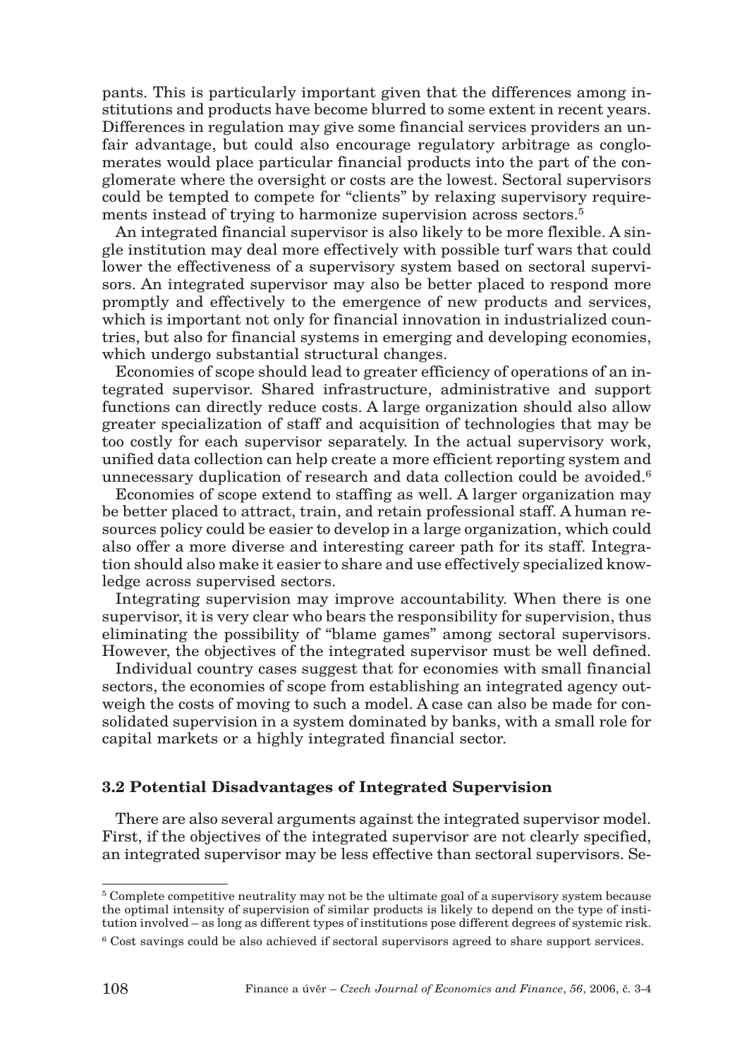pants. This is particularly important given that the differences among institutions and products have become blurred to some extent in recent years. Differences in regulation may give some financial services providers an unfair advantage, but could also encourage regulatory arbitrage as conglomerates would place particular financial products into the part of the conglomerate where the oversight or costs are the lowest. Sectoral supervisors could be tempted to compete for "clients" by relaxing supervisory requirements instead of trying to harmonize supervision across sectors.[5]

An integrated financial supervisor is also likely to be more flexible. A single institution may deal more effectively with possible turf wars that could lower the effectiveness of a supervisory system based on sectoral supervisors. An integrated supervisor may also be better placed to respond more promptly and effectively to the emergence of new products and services, which is important not only for financial innovation in industrialized countries, but also for financial systems in emerging and developing economies, which undergo substantial structural changes.

Economies of scope should lead to greater efficiency of operations of an integrated supervisor. Shared infrastructure, administrative and support functions can directly reduce costs. A large organization should also allow greater specialization of staff and acquisition of technologies that may be too costly for each supervisor separately. In the actual supervisory work, unified data collection can help create a more efficient reporting system and unnecessary duplication of research and data collection could be avoided.[6]

Economies of scope extend to staffing as well. A larger organization may be better placed to attract, train, and retain professional staff. A human resources policy could be easier to develop in a large organization, which could also offer a more diverse and interesting career path for its staff. Integration should also make it easier to share and use effectively specialized knowledge across supervised sectors.

Integrating supervision may improve accountability. When there is one supervisor, it is very clear who bears the responsibility for supervision, thus eliminating the possibility of "blame games" among sectoral supervisors. However, the objectives of the integrated supervisor must be well defined.

Individual country cases suggest that for economies with small financial sectors, the economies of scope from establishing an integrated agency outweigh the costs of moving to such a model. A case can also be made for consolidated supervision in a system dominated by banks, with a small role for capital markets or a highly integrated financial sector.

### 3.2 Potential Disadvantages of Integrated Supervision

There are also several arguments against the integrated supervisor model. First, if the objectives of the integrated supervisor are not clearly specified, an integrated supervisor may be less effective than sectoral supervisors. Se-

[5] Complete competitive neutrality may not be the ultimate goal of a supervisory system because the optimal intensity of supervision of similar products is likely to depend on the type of institution involved – as long as different types of institutions pose different degrees of systemic risk.

[6] Cost savings could be also achieved if sectoral supervisors agreed to share support services.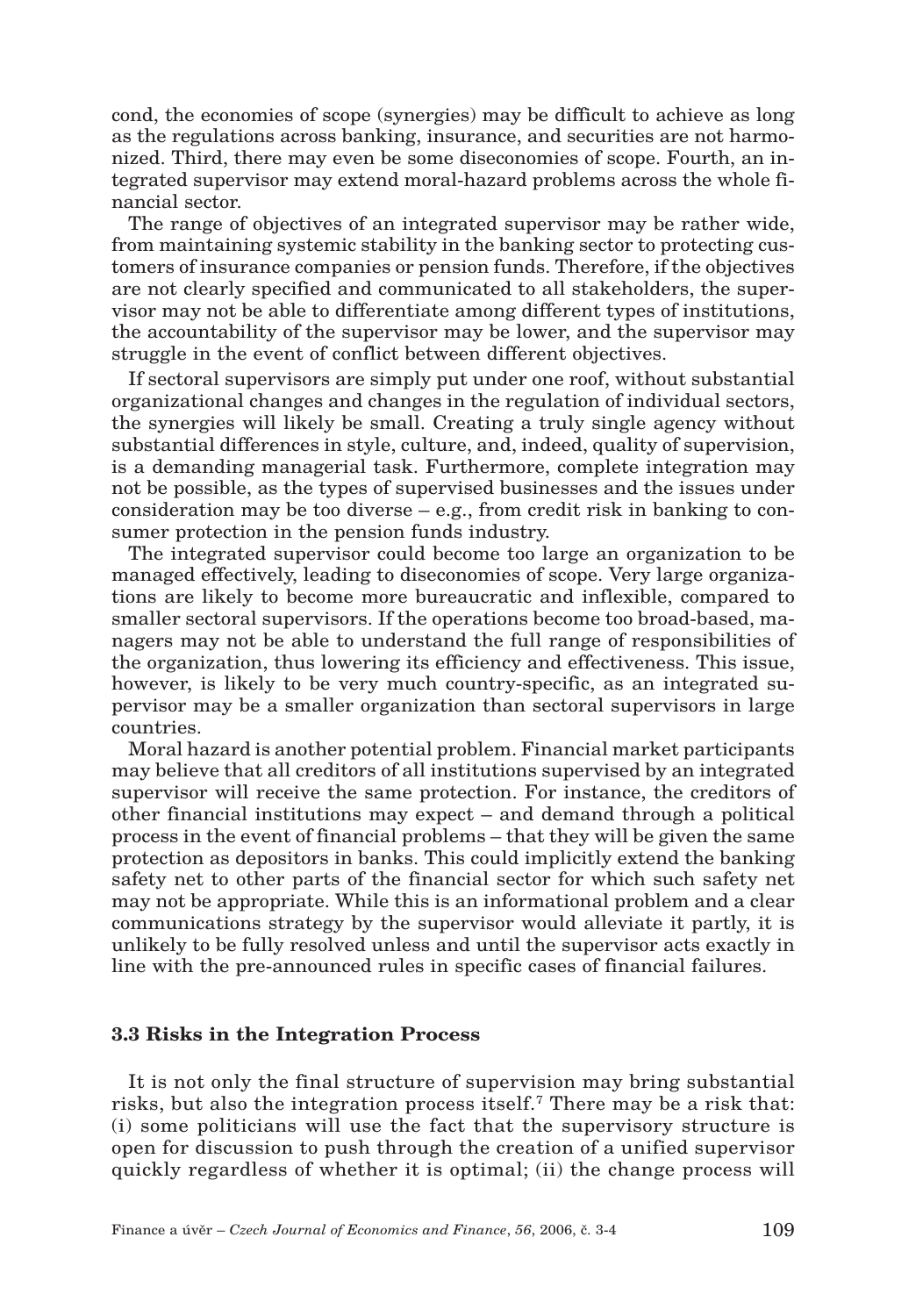cond, the economies of scope (synergies) may be difficult to achieve as long as the regulations across banking, insurance, and securities are not harmonized. Third, there may even be some diseconomies of scope. Fourth, an integrated supervisor may extend moral-hazard problems across the whole financial sector.

The range of objectives of an integrated supervisor may be rather wide, from maintaining systemic stability in the banking sector to protecting customers of insurance companies or pension funds. Therefore, if the objectives are not clearly specified and communicated to all stakeholders, the supervisor may not be able to differentiate among different types of institutions, the accountability of the supervisor may be lower, and the supervisor may struggle in the event of conflict between different objectives.

If sectoral supervisors are simply put under one roof, without substantial organizational changes and changes in the regulation of individual sectors, the synergies will likely be small. Creating a truly single agency without substantial differences in style, culture, and, indeed, quality of supervision, is a demanding managerial task. Furthermore, complete integration may not be possible, as the types of supervised businesses and the issues under consideration may be too diverse – e.g., from credit risk in banking to consumer protection in the pension funds industry.

The integrated supervisor could become too large an organization to be managed effectively, leading to diseconomies of scope. Very large organizations are likely to become more bureaucratic and inflexible, compared to smaller sectoral supervisors. If the operations become too broad-based, managers may not be able to understand the full range of responsibilities of the organization, thus lowering its efficiency and effectiveness. This issue, however, is likely to be very much country-specific, as an integrated supervisor may be a smaller organization than sectoral supervisors in large countries.

Moral hazard is another potential problem. Financial market participants may believe that all creditors of all institutions supervised by an integrated supervisor will receive the same protection. For instance, the creditors of other financial institutions may expect – and demand through a political process in the event of financial problems – that they will be given the same protection as depositors in banks. This could implicitly extend the banking safety net to other parts of the financial sector for which such safety net may not be appropriate. While this is an informational problem and a clear communications strategy by the supervisor would alleviate it partly, it is unlikely to be fully resolved unless and until the supervisor acts exactly in line with the pre-announced rules in specific cases of financial failures.

### 3.3 Risks in the Integration Process

It is not only the final structure of supervision may bring substantial risks, but also the integration process itself.[7] There may be a risk that: (i) some politicians will use the fact that the supervisory structure is open for discussion to push through the creation of a unified supervisor quickly regardless of whether it is optimal; (ii) the change process will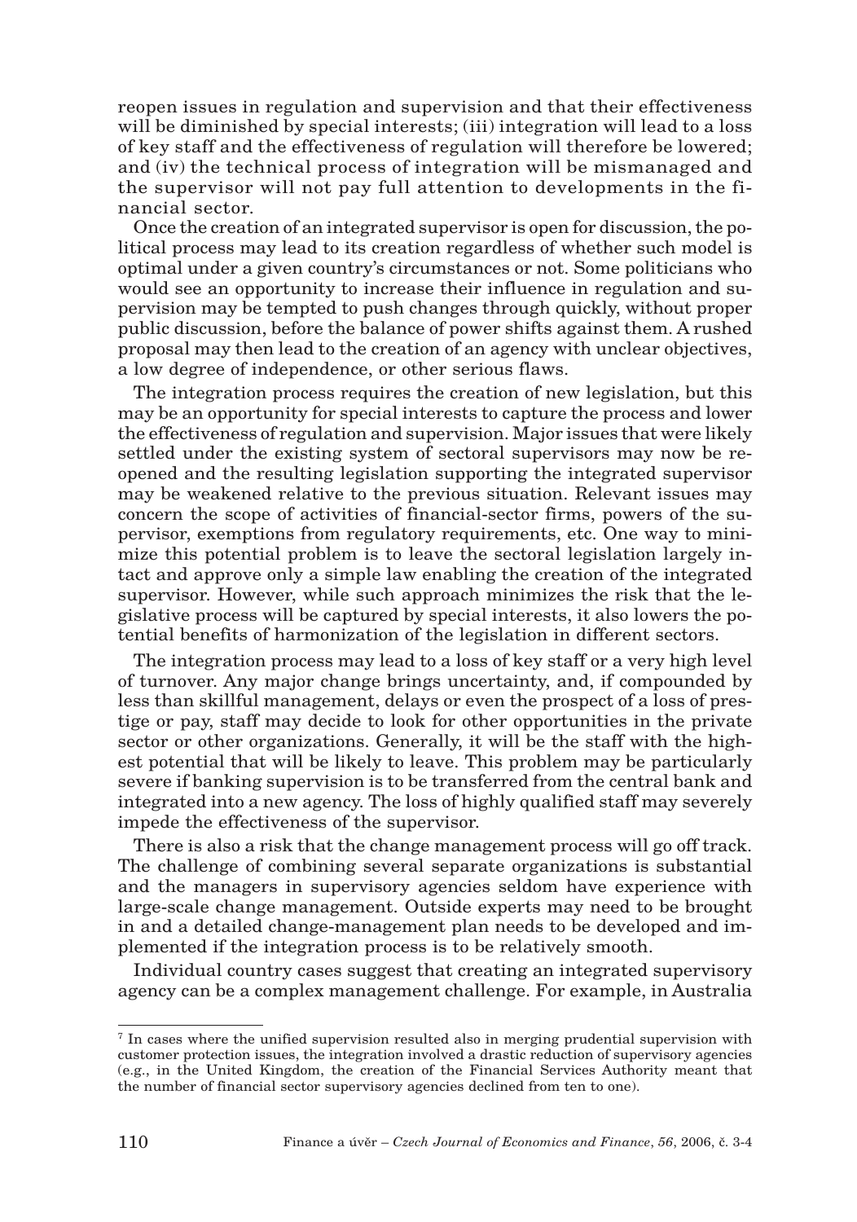reopen issues in regulation and supervision and that their effectiveness will be diminished by special interests; (iii) integration will lead to a loss of key staff and the effectiveness of regulation will therefore be lowered; and (iv) the technical process of integration will be mismanaged and the supervisor will not pay full attention to developments in the financial sector.

Once the creation of an integrated supervisor is open for discussion, the political process may lead to its creation regardless of whether such model is optimal under a given country's circumstances or not. Some politicians who would see an opportunity to increase their influence in regulation and supervision may be tempted to push changes through quickly, without proper public discussion, before the balance of power shifts against them. A rushed proposal may then lead to the creation of an agency with unclear objectives, a low degree of independence, or other serious flaws.

The integration process requires the creation of new legislation, but this may be an opportunity for special interests to capture the process and lower the effectiveness of regulation and supervision. Major issues that were likely settled under the existing system of sectoral supervisors may now be reopened and the resulting legislation supporting the integrated supervisor may be weakened relative to the previous situation. Relevant issues may concern the scope of activities of financial-sector firms, powers of the supervisor, exemptions from regulatory requirements, etc. One way to minimize this potential problem is to leave the sectoral legislation largely intact and approve only a simple law enabling the creation of the integrated supervisor. However, while such approach minimizes the risk that the legislative process will be captured by special interests, it also lowers the potential benefits of harmonization of the legislation in different sectors.

The integration process may lead to a loss of key staff or a very high level of turnover. Any major change brings uncertainty, and, if compounded by less than skillful management, delays or even the prospect of a loss of prestige or pay, staff may decide to look for other opportunities in the private sector or other organizations. Generally, it will be the staff with the highest potential that will be likely to leave. This problem may be particularly severe if banking supervision is to be transferred from the central bank and integrated into a new agency. The loss of highly qualified staff may severely impede the effectiveness of the supervisor.

There is also a risk that the change management process will go off track. The challenge of combining several separate organizations is substantial and the managers in supervisory agencies seldom have experience with large-scale change management. Outside experts may need to be brought in and a detailed change-management plan needs to be developed and implemented if the integration process is to be relatively smooth.

Individual country cases suggest that creating an integrated supervisory agency can be a complex management challenge. For example, in Australia

---

[7] In cases where the unified supervision resulted also in merging prudential supervision with customer protection issues, the integration involved a drastic reduction of supervisory agencies (e.g., in the United Kingdom, the creation of the Financial Services Authority meant that the number of financial sector supervisory agencies declined from ten to one).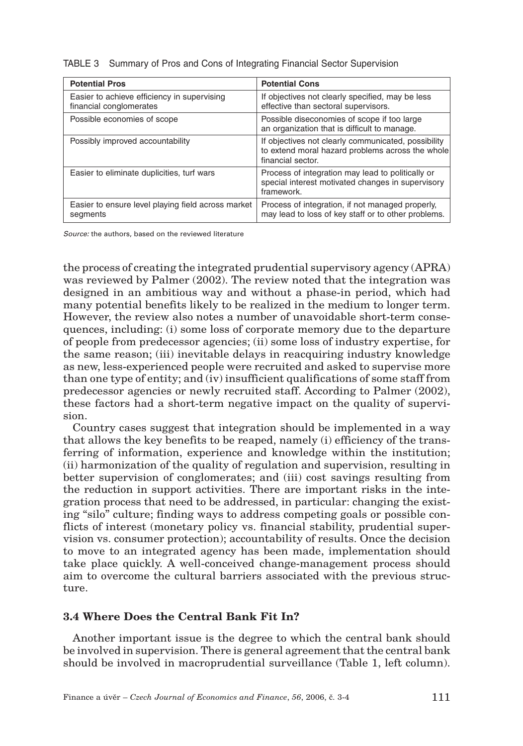TABLE 3 Summary of Pros and Cons of Integrating Financial Sector Supervision

| Potential Pros | Potential Cons |
|---|---|
| Easier to achieve efficiency in supervising financial conglomerates | If objectives not clearly specified, may be less effective than sectoral supervisors. |
| Possible economies of scope | Possible diseconomies of scope if too large an organization that is difficult to manage. |
| Possibly improved accountability | If objectives not clearly communicated, possibility to extend moral hazard problems across the whole financial sector. |
| Easier to eliminate duplicities, turf wars | Process of integration may lead to politically or special interest motivated changes in supervisory framework. |
| Easier to ensure level playing field across market segments | Process of integration, if not managed properly, may lead to loss of key staff or to other problems. |

*Source:* the authors, based on the reviewed literature

the process of creating the integrated prudential supervisory agency (APRA) was reviewed by Palmer (2002). The review noted that the integration was designed in an ambitious way and without a phase-in period, which had many potential benefits likely to be realized in the medium to longer term. However, the review also notes a number of unavoidable short-term consequences, including: (i) some loss of corporate memory due to the departure of people from predecessor agencies; (ii) some loss of industry expertise, for the same reason; (iii) inevitable delays in reacquiring industry knowledge as new, less-experienced people were recruited and asked to supervise more than one type of entity; and (iv) insufficient qualifications of some staff from predecessor agencies or newly recruited staff. According to Palmer (2002), these factors had a short-term negative impact on the quality of supervision.

Country cases suggest that integration should be implemented in a way that allows the key benefits to be reaped, namely (i) efficiency of the transferring of information, experience and knowledge within the institution; (ii) harmonization of the quality of regulation and supervision, resulting in better supervision of conglomerates; and (iii) cost savings resulting from the reduction in support activities. There are important risks in the integration process that need to be addressed, in particular: changing the existing "silo" culture; finding ways to address competing goals or possible conflicts of interest (monetary policy vs. financial stability, prudential supervision vs. consumer protection); accountability of results. Once the decision to move to an integrated agency has been made, implementation should take place quickly. A well-conceived change-management process should aim to overcome the cultural barriers associated with the previous structure.

### 3.4 Where Does the Central Bank Fit In?

Another important issue is the degree to which the central bank should be involved in supervision. There is general agreement that the central bank should be involved in macroprudential surveillance (Table 1, left column).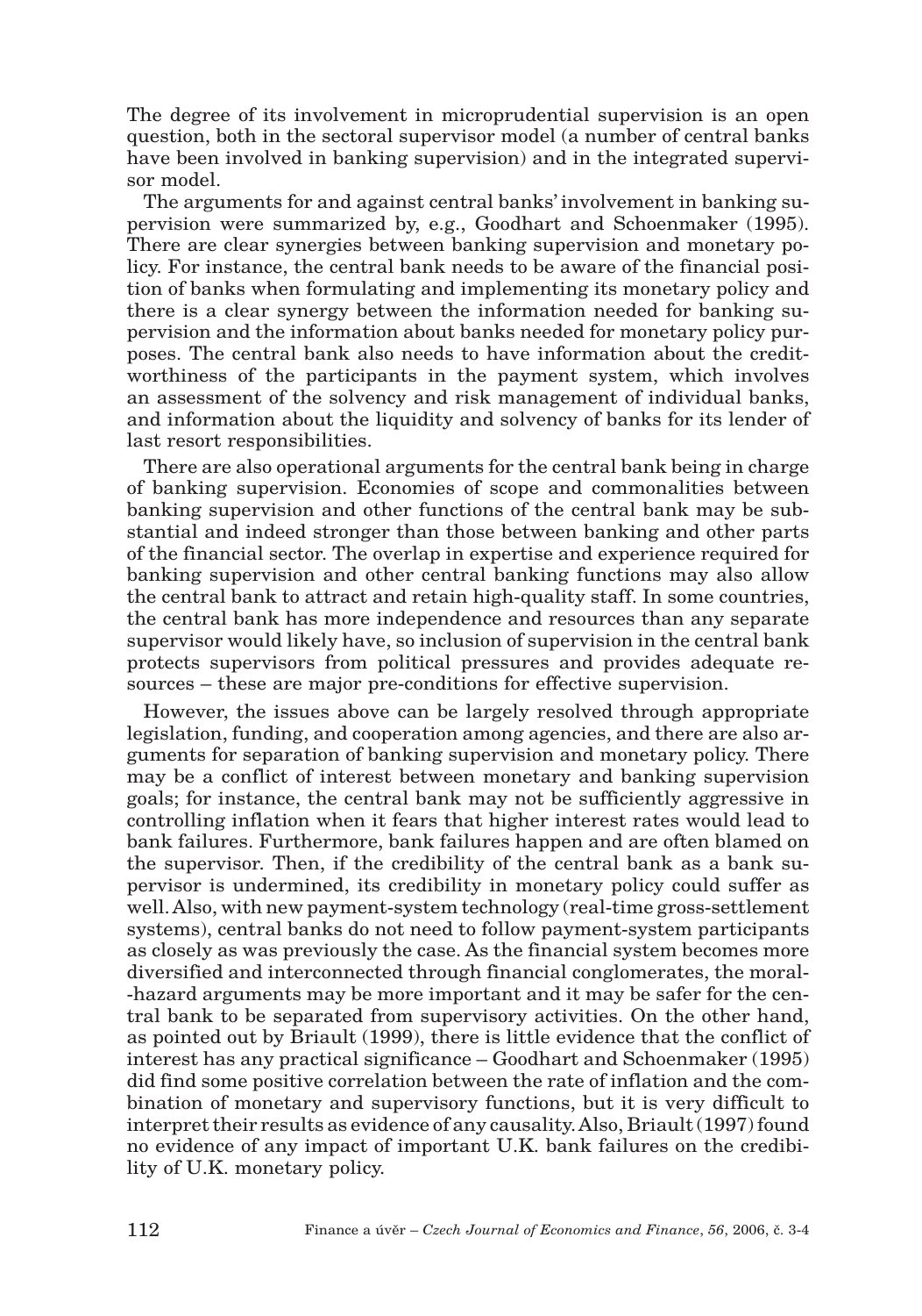The degree of its involvement in microprudential supervision is an open question, both in the sectoral supervisor model (a number of central banks have been involved in banking supervision) and in the integrated supervisor model.

The arguments for and against central banks' involvement in banking supervision were summarized by, e.g., Goodhart and Schoenmaker (1995). There are clear synergies between banking supervision and monetary policy. For instance, the central bank needs to be aware of the financial position of banks when formulating and implementing its monetary policy and there is a clear synergy between the information needed for banking supervision and the information about banks needed for monetary policy purposes. The central bank also needs to have information about the creditworthiness of the participants in the payment system, which involves an assessment of the solvency and risk management of individual banks, and information about the liquidity and solvency of banks for its lender of last resort responsibilities.

There are also operational arguments for the central bank being in charge of banking supervision. Economies of scope and commonalities between banking supervision and other functions of the central bank may be substantial and indeed stronger than those between banking and other parts of the financial sector. The overlap in expertise and experience required for banking supervision and other central banking functions may also allow the central bank to attract and retain high-quality staff. In some countries, the central bank has more independence and resources than any separate supervisor would likely have, so inclusion of supervision in the central bank protects supervisors from political pressures and provides adequate resources – these are major pre-conditions for effective supervision.

However, the issues above can be largely resolved through appropriate legislation, funding, and cooperation among agencies, and there are also arguments for separation of banking supervision and monetary policy. There may be a conflict of interest between monetary and banking supervision goals; for instance, the central bank may not be sufficiently aggressive in controlling inflation when it fears that higher interest rates would lead to bank failures. Furthermore, bank failures happen and are often blamed on the supervisor. Then, if the credibility of the central bank as a bank supervisor is undermined, its credibility in monetary policy could suffer as well. Also, with new payment-system technology (real-time gross-settlement systems), central banks do not need to follow payment-system participants as closely as was previously the case. As the financial system becomes more diversified and interconnected through financial conglomerates, the moral-hazard arguments may be more important and it may be safer for the central bank to be separated from supervisory activities. On the other hand, as pointed out by Briault (1999), there is little evidence that the conflict of interest has any practical significance – Goodhart and Schoenmaker (1995) did find some positive correlation between the rate of inflation and the combination of monetary and supervisory functions, but it is very difficult to interpret their results as evidence of any causality. Also, Briault (1997) found no evidence of any impact of important U.K. bank failures on the credibility of U.K. monetary policy.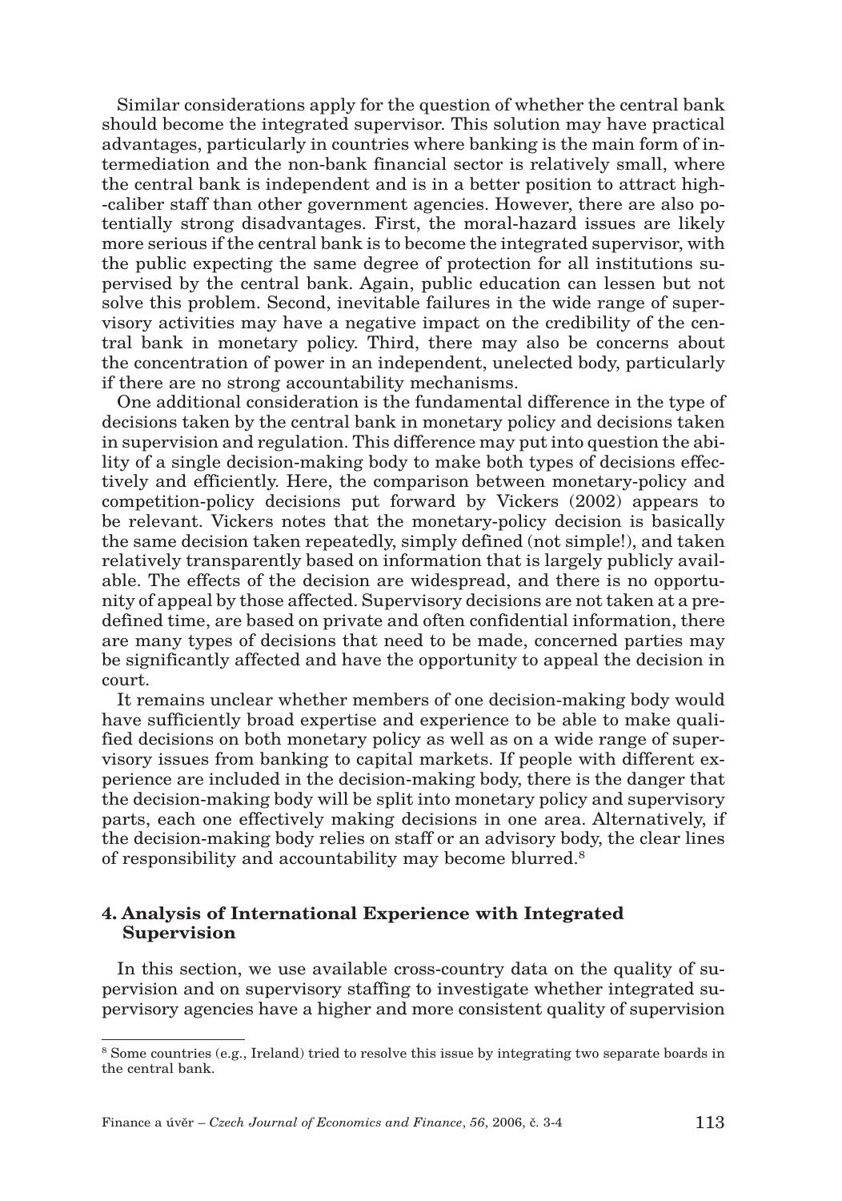Similar considerations apply for the question of whether the central bank should become the integrated supervisor. This solution may have practical advantages, particularly in countries where banking is the main form of intermediation and the non-bank financial sector is relatively small, where the central bank is independent and is in a better position to attract high-caliber staff than other government agencies. However, there are also potentially strong disadvantages. First, the moral-hazard issues are likely more serious if the central bank is to become the integrated supervisor, with the public expecting the same degree of protection for all institutions supervised by the central bank. Again, public education can lessen but not solve this problem. Second, inevitable failures in the wide range of supervisory activities may have a negative impact on the credibility of the central bank in monetary policy. Third, there may also be concerns about the concentration of power in an independent, unelected body, particularly if there are no strong accountability mechanisms.

One additional consideration is the fundamental difference in the type of decisions taken by the central bank in monetary policy and decisions taken in supervision and regulation. This difference may put into question the ability of a single decision-making body to make both types of decisions effectively and efficiently. Here, the comparison between monetary-policy and competition-policy decisions put forward by Vickers (2002) appears to be relevant. Vickers notes that the monetary-policy decision is basically the same decision taken repeatedly, simply defined (not simple!), and taken relatively transparently based on information that is largely publicly available. The effects of the decision are widespread, and there is no opportunity of appeal by those affected. Supervisory decisions are not taken at a predefined time, are based on private and often confidential information, there are many types of decisions that need to be made, concerned parties may be significantly affected and have the opportunity to appeal the decision in court.

It remains unclear whether members of one decision-making body would have sufficiently broad expertise and experience to be able to make qualified decisions on both monetary policy as well as on a wide range of supervisory issues from banking to capital markets. If people with different experience are included in the decision-making body, there is the danger that the decision-making body will be split into monetary policy and supervisory parts, each one effectively making decisions in one area. Alternatively, if the decision-making body relies on staff or an advisory body, the clear lines of responsibility and accountability may become blurred.[8]

## 4. Analysis of International Experience with Integrated Supervision

In this section, we use available cross-country data on the quality of supervision and on supervisory staffing to investigate whether integrated supervisory agencies have a higher and more consistent quality of supervision

[8] Some countries (e.g., Ireland) tried to resolve this issue by integrating two separate boards in the central bank.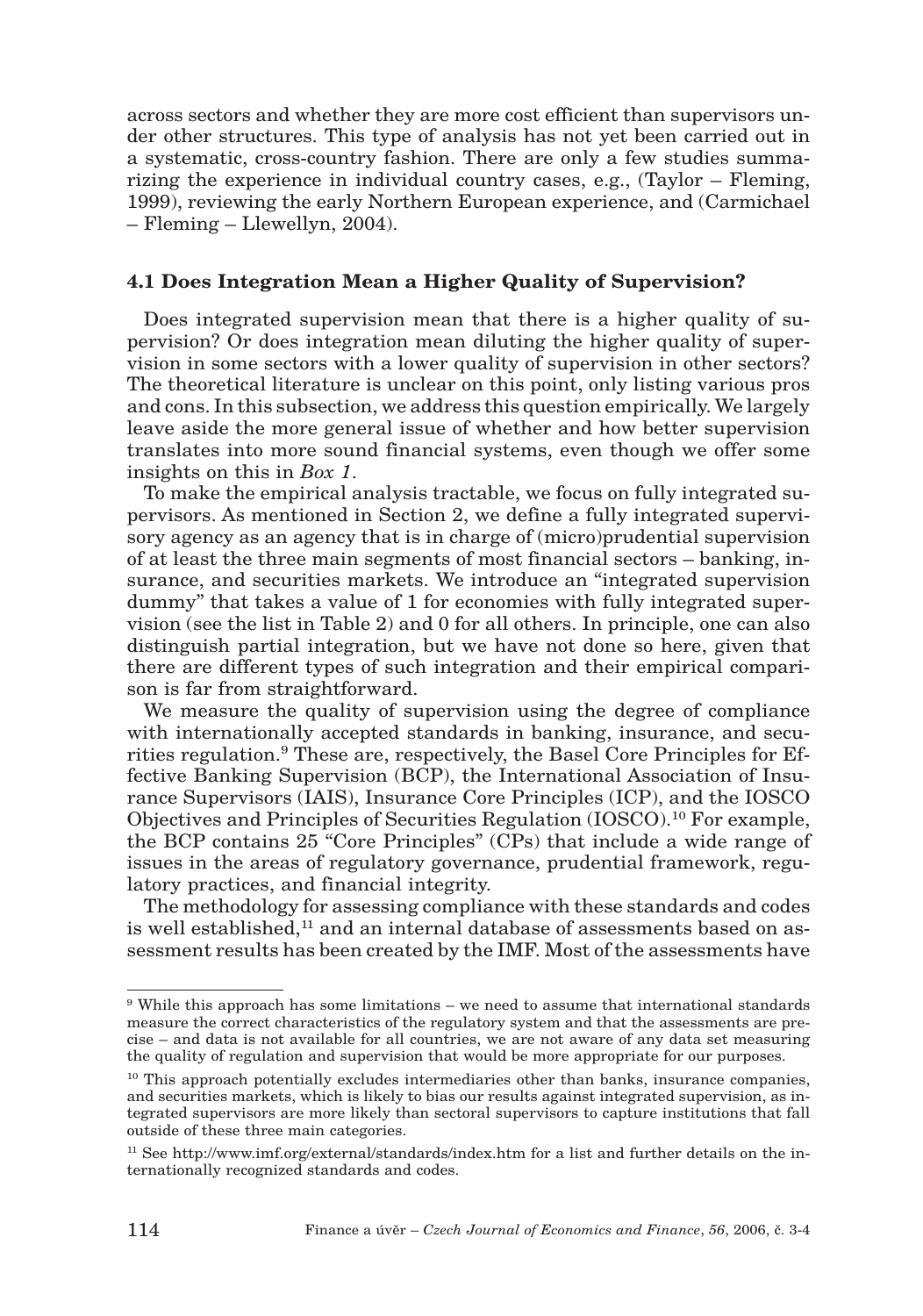across sectors and whether they are more cost efficient than supervisors under other structures. This type of analysis has not yet been carried out in a systematic, cross-country fashion. There are only a few studies summarizing the experience in individual country cases, e.g., (Taylor – Fleming, 1999), reviewing the early Northern European experience, and (Carmichael – Fleming – Llewellyn, 2004).

### 4.1 Does Integration Mean a Higher Quality of Supervision?

Does integrated supervision mean that there is a higher quality of supervision? Or does integration mean diluting the higher quality of supervision in some sectors with a lower quality of supervision in other sectors? The theoretical literature is unclear on this point, only listing various pros and cons. In this subsection, we address this question empirically. We largely leave aside the more general issue of whether and how better supervision translates into more sound financial systems, even though we offer some insights on this in *Box 1*.

To make the empirical analysis tractable, we focus on fully integrated supervisors. As mentioned in Section 2, we define a fully integrated supervisory agency as an agency that is in charge of (micro)prudential supervision of at least the three main segments of most financial sectors – banking, insurance, and securities markets. We introduce an "integrated supervision dummy" that takes a value of 1 for economies with fully integrated supervision (see the list in Table 2) and 0 for all others. In principle, one can also distinguish partial integration, but we have not done so here, given that there are different types of such integration and their empirical comparison is far from straightforward.

We measure the quality of supervision using the degree of compliance with internationally accepted standards in banking, insurance, and securities regulation.[9] These are, respectively, the Basel Core Principles for Effective Banking Supervision (BCP), the International Association of Insurance Supervisors (IAIS), Insurance Core Principles (ICP), and the IOSCO Objectives and Principles of Securities Regulation (IOSCO).[10] For example, the BCP contains 25 "Core Principles" (CPs) that include a wide range of issues in the areas of regulatory governance, prudential framework, regulatory practices, and financial integrity.

The methodology for assessing compliance with these standards and codes is well established,[11] and an internal database of assessments based on assessment results has been created by the IMF. Most of the assessments have

---

[9] While this approach has some limitations – we need to assume that international standards measure the correct characteristics of the regulatory system and that the assessments are precise – and data is not available for all countries, we are not aware of any data set measuring the quality of regulation and supervision that would be more appropriate for our purposes.

[10] This approach potentially excludes intermediaries other than banks, insurance companies, and securities markets, which is likely to bias our results against integrated supervision, as integrated supervisors are more likely than sectoral supervisors to capture institutions that fall outside of these three main categories.

[11] See http://www.imf.org/external/standards/index.htm for a list and further details on the internationally recognized standards and codes.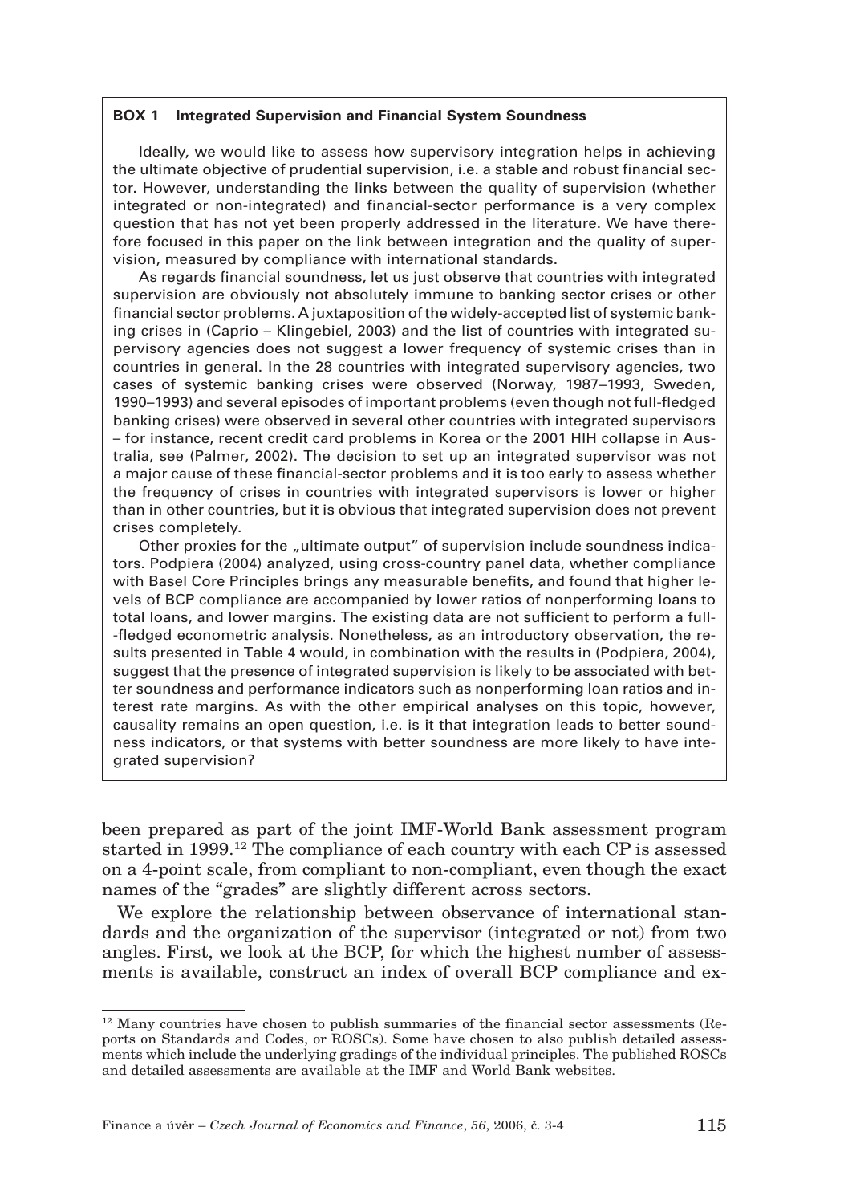**BOX 1 Integrated Supervision and Financial System Soundness**

Ideally, we would like to assess how supervisory integration helps in achieving the ultimate objective of prudential supervision, i.e. a stable and robust financial sector. However, understanding the links between the quality of supervision (whether integrated or non-integrated) and financial-sector performance is a very complex question that has not yet been properly addressed in the literature. We have therefore focused in this paper on the link between integration and the quality of supervision, measured by compliance with international standards.

As regards financial soundness, let us just observe that countries with integrated supervision are obviously not absolutely immune to banking sector crises or other financial sector problems. A juxtaposition of the widely-accepted list of systemic banking crises in (Caprio – Klingebiel, 2003) and the list of countries with integrated supervisory agencies does not suggest a lower frequency of systemic crises than in countries in general. In the 28 countries with integrated supervisory agencies, two cases of systemic banking crises were observed (Norway, 1987–1993, Sweden, 1990–1993) and several episodes of important problems (even though not full-fledged banking crises) were observed in several other countries with integrated supervisors – for instance, recent credit card problems in Korea or the 2001 HIH collapse in Australia, see (Palmer, 2002). The decision to set up an integrated supervisor was not a major cause of these financial-sector problems and it is too early to assess whether the frequency of crises in countries with integrated supervisors is lower or higher than in other countries, but it is obvious that integrated supervision does not prevent crises completely.

Other proxies for the „ultimate output" of supervision include soundness indicators. Podpiera (2004) analyzed, using cross-country panel data, whether compliance with Basel Core Principles brings any measurable benefits, and found that higher levels of BCP compliance are accompanied by lower ratios of nonperforming loans to total loans, and lower margins. The existing data are not sufficient to perform a full-fledged econometric analysis. Nonetheless, as an introductory observation, the results presented in Table 4 would, in combination with the results in (Podpiera, 2004), suggest that the presence of integrated supervision is likely to be associated with better soundness and performance indicators such as nonperforming loan ratios and interest rate margins. As with the other empirical analyses on this topic, however, causality remains an open question, i.e. is it that integration leads to better soundness indicators, or that systems with better soundness are more likely to have integrated supervision?

been prepared as part of the joint IMF-World Bank assessment program started in 1999.[12] The compliance of each country with each CP is assessed on a 4-point scale, from compliant to non-compliant, even though the exact names of the "grades" are slightly different across sectors.

We explore the relationship between observance of international standards and the organization of the supervisor (integrated or not) from two angles. First, we look at the BCP, for which the highest number of assessments is available, construct an index of overall BCP compliance and ex-

[12] Many countries have chosen to publish summaries of the financial sector assessments (Reports on Standards and Codes, or ROSCs). Some have chosen to also publish detailed assessments which include the underlying gradings of the individual principles. The published ROSCs and detailed assessments are available at the IMF and World Bank websites.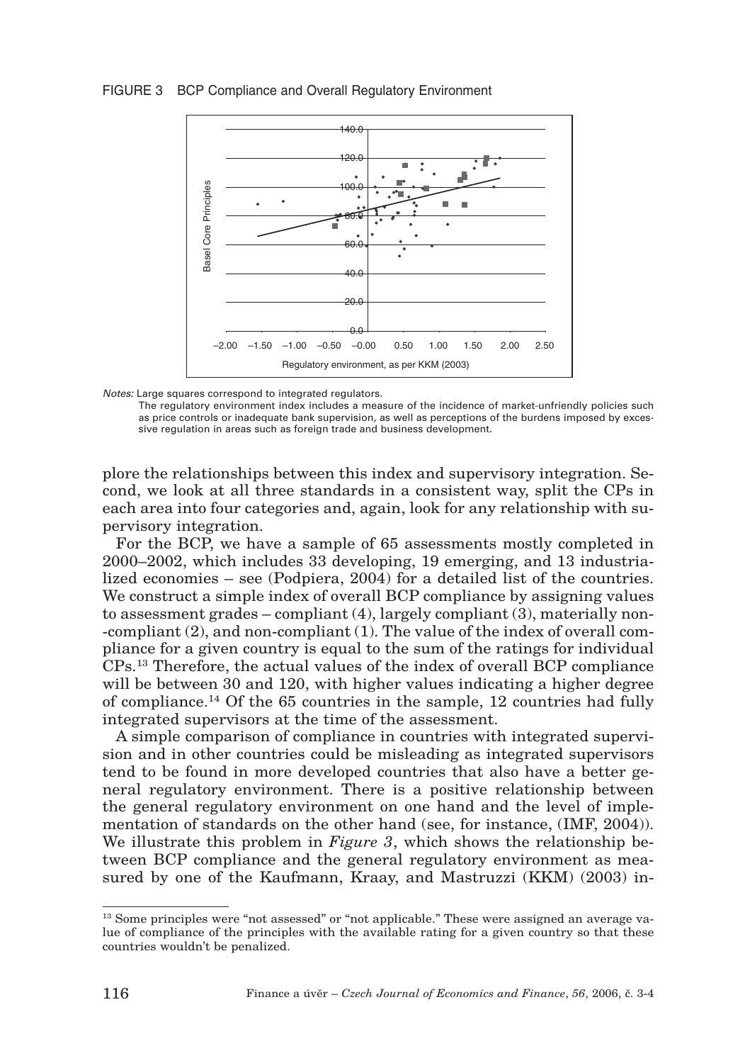FIGURE 3 BCP Compliance and Overall Regulatory Environment

*Notes:* Large squares correspond to integrated regulators.
The regulatory environment index includes a measure of the incidence of market-unfriendly policies such as price controls or inadequate bank supervision, as well as perceptions of the burdens imposed by excessive regulation in areas such as foreign trade and business development.

plore the relationships between this index and supervisory integration. Second, we look at all three standards in a consistent way, split the CPs in each area into four categories and, again, look for any relationship with supervisory integration.

For the BCP, we have a sample of 65 assessments mostly completed in 2000–2002, which includes 33 developing, 19 emerging, and 13 industrialized economies – see (Podpiera, 2004) for a detailed list of the countries. We construct a simple index of overall BCP compliance by assigning values to assessment grades – compliant (4), largely compliant (3), materially non--compliant (2), and non-compliant (1). The value of the index of overall compliance for a given country is equal to the sum of the ratings for individual CPs.[13] Therefore, the actual values of the index of overall BCP compliance will be between 30 and 120, with higher values indicating a higher degree of compliance.[14] Of the 65 countries in the sample, 12 countries had fully integrated supervisors at the time of the assessment.

A simple comparison of compliance in countries with integrated supervision and in other countries could be misleading as integrated supervisors tend to be found in more developed countries that also have a better general regulatory environment. There is a positive relationship between the general regulatory environment on one hand and the level of implementation of standards on the other hand (see, for instance, (IMF, 2004)). We illustrate this problem in *Figure 3*, which shows the relationship between BCP compliance and the general regulatory environment as measured by one of the Kaufmann, Kraay, and Mastruzzi (KKM) (2003) in-

[13] Some principles were "not assessed" or "not applicable." These were assigned an average value of compliance of the principles with the available rating for a given country so that these countries wouldn't be penalized.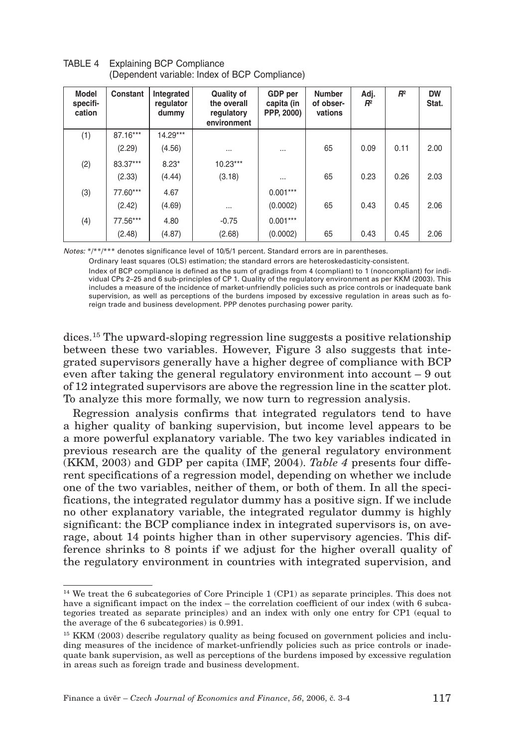TABLE 4 Explaining BCP Compliance
(Dependent variable: Index of BCP Compliance)

| Model specification | Constant | Integrated regulator dummy | Quality of the overall regulatory environment | GDP per capita (in PPP, 2000) | Number of observations | Adj. $R^2$ | $R^2$ | DW Stat. |
|---|---|---|---|---|---|---|---|---|
| (1) | 87.16*** | 14.29*** | | | | | | |
| | (2.29) | (4.56) | ... | ... | 65 | 0.09 | 0.11 | 2.00 |
| (2) | 83.37*** | 8.23* | 10.23*** | | | | | |
| | (2.33) | (4.44) | (3.18) | ... | 65 | 0.23 | 0.26 | 2.03 |
| (3) | 77.60*** | 4.67 | | 0.001*** | | | | |
| | (2.42) | (4.69) | ... | (0.0002) | 65 | 0.43 | 0.45 | 2.06 |
| (4) | 77.56*** | 4.80 | -0.75 | 0.001*** | | | | |
| | (2.48) | (4.87) | (2.68) | (0.0002) | 65 | 0.43 | 0.45 | 2.06 |

*Notes:* */**/*** denotes significance level of 10/5/1 percent. Standard errors are in parentheses.
Ordinary least squares (OLS) estimation; the standard errors are heteroskedasticity-consistent.
Index of BCP compliance is defined as the sum of gradings from 4 (compliant) to 1 (noncompliant) for individual CPs 2–25 and 6 sub-principles of CP 1. Quality of the regulatory environment as per KKM (2003). This includes a measure of the incidence of market-unfriendly policies such as price controls or inadequate bank supervision, as well as perceptions of the burdens imposed by excessive regulation in areas such as foreign trade and business development. PPP denotes purchasing power parity.

dices.[15] The upward-sloping regression line suggests a positive relationship between these two variables. However, Figure 3 also suggests that integrated supervisors generally have a higher degree of compliance with BCP even after taking the general regulatory environment into account – 9 out of 12 integrated supervisors are above the regression line in the scatter plot. To analyze this more formally, we now turn to regression analysis.

Regression analysis confirms that integrated regulators tend to have a higher quality of banking supervision, but income level appears to be a more powerful explanatory variable. The two key variables indicated in previous research are the quality of the general regulatory environment (KKM, 2003) and GDP per capita (IMF, 2004). *Table 4* presents four different specifications of a regression model, depending on whether we include one of the two variables, neither of them, or both of them. In all the specifications, the integrated regulator dummy has a positive sign. If we include no other explanatory variable, the integrated regulator dummy is highly significant: the BCP compliance index in integrated supervisors is, on average, about 14 points higher than in other supervisory agencies. This difference shrinks to 8 points if we adjust for the higher overall quality of the regulatory environment in countries with integrated supervision, and

[14] We treat the 6 subcategories of Core Principle 1 (CP1) as separate principles. This does not have a significant impact on the index – the correlation coefficient of our index (with 6 subcategories treated as separate principles) and an index with only one entry for CP1 (equal to the average of the 6 subcategories) is 0.991.

[15] KKM (2003) describe regulatory quality as being focused on government policies and including measures of the incidence of market-unfriendly policies such as price controls or inadequate bank supervision, as well as perceptions of the burdens imposed by excessive regulation in areas such as foreign trade and business development.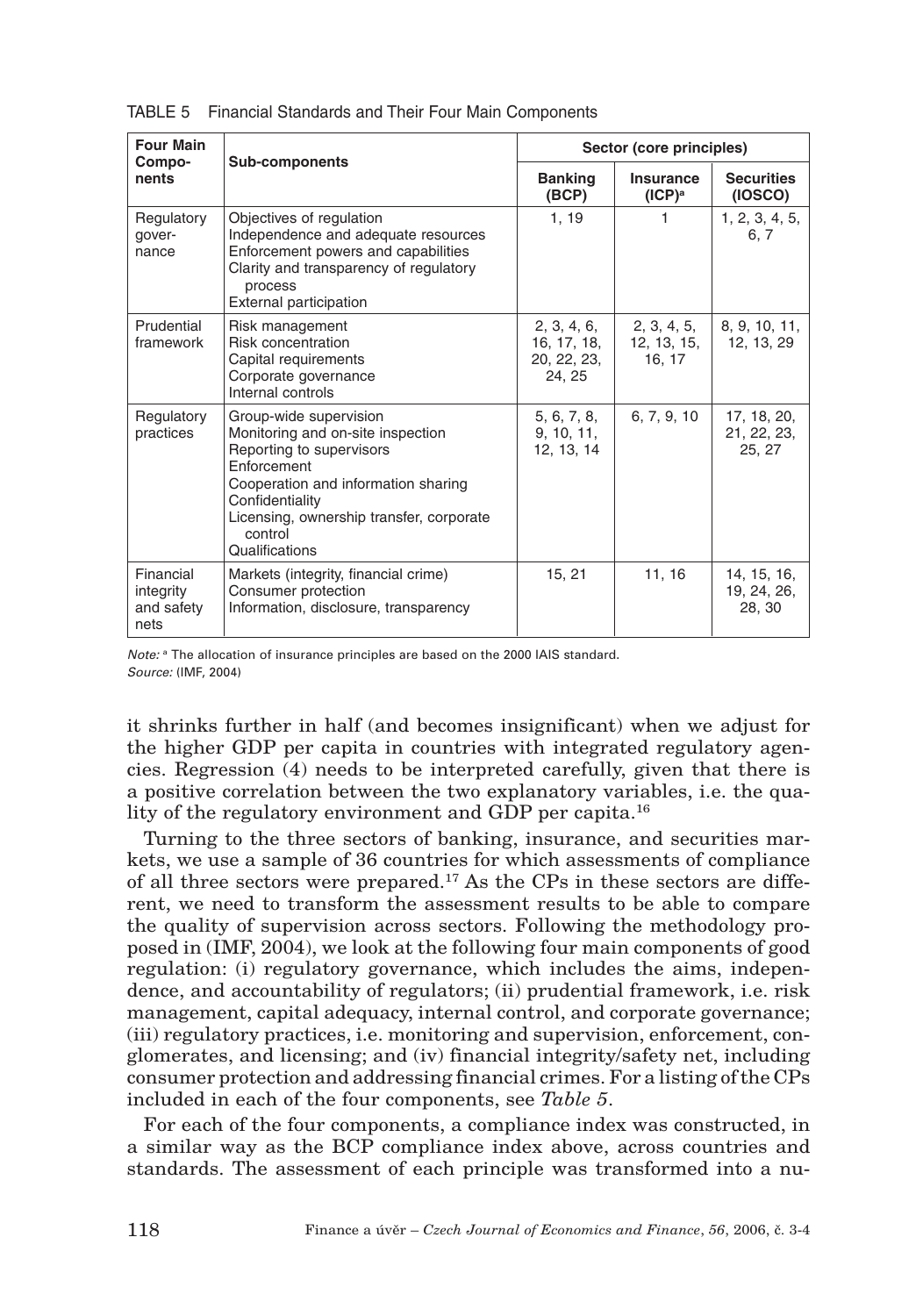TABLE 5 Financial Standards and Their Four Main Components

| Four Main Components | Sub-components | Sector (core principles) | | |
|---|---|---|---|---|
| | | Banking (BCP) | Insurance (ICP)[a] | Securities (IOSCO) |
| Regulatory governance | Objectives of regulation<br>Independence and adequate resources<br>Enforcement powers and capabilities<br>Clarity and transparency of regulatory process<br>External participation | 1, 19 | 1 | 1, 2, 3, 4, 5, 6, 7 |
| Prudential framework | Risk management<br>Risk concentration<br>Capital requirements<br>Corporate governance<br>Internal controls | 2, 3, 4, 6, 16, 17, 18, 20, 22, 23, 24, 25 | 2, 3, 4, 5, 12, 13, 15, 16, 17 | 8, 9, 10, 11, 12, 13, 29 |
| Regulatory practices | Group-wide supervision<br>Monitoring and on-site inspection<br>Reporting to supervisors<br>Enforcement<br>Cooperation and information sharing<br>Confidentiality<br>Licensing, ownership transfer, corporate control<br>Qualifications | 5, 6, 7, 8, 9, 10, 11, 12, 13, 14 | 6, 7, 9, 10 | 17, 18, 20, 21, 22, 23, 25, 27 |
| Financial integrity and safety nets | Markets (integrity, financial crime)<br>Consumer protection<br>Information, disclosure, transparency | 15, 21 | 11, 16 | 14, 15, 16, 19, 24, 26, 28, 30 |

*Note:* [a] The allocation of insurance principles are based on the 2000 IAIS standard.
*Source:* (IMF, 2004)

it shrinks further in half (and becomes insignificant) when we adjust for the higher GDP per capita in countries with integrated regulatory agencies. Regression (4) needs to be interpreted carefully, given that there is a positive correlation between the two explanatory variables, i.e. the quality of the regulatory environment and GDP per capita.[16]

Turning to the three sectors of banking, insurance, and securities markets, we use a sample of 36 countries for which assessments of compliance of all three sectors were prepared.[17] As the CPs in these sectors are different, we need to transform the assessment results to be able to compare the quality of supervision across sectors. Following the methodology proposed in (IMF, 2004), we look at the following four main components of good regulation: (i) regulatory governance, which includes the aims, independence, and accountability of regulators; (ii) prudential framework, i.e. risk management, capital adequacy, internal control, and corporate governance; (iii) regulatory practices, i.e. monitoring and supervision, enforcement, conglomerates, and licensing; and (iv) financial integrity/safety net, including consumer protection and addressing financial crimes. For a listing of the CPs included in each of the four components, see *Table 5*.

For each of the four components, a compliance index was constructed, in a similar way as the BCP compliance index above, across countries and standards. The assessment of each principle was transformed into a nu-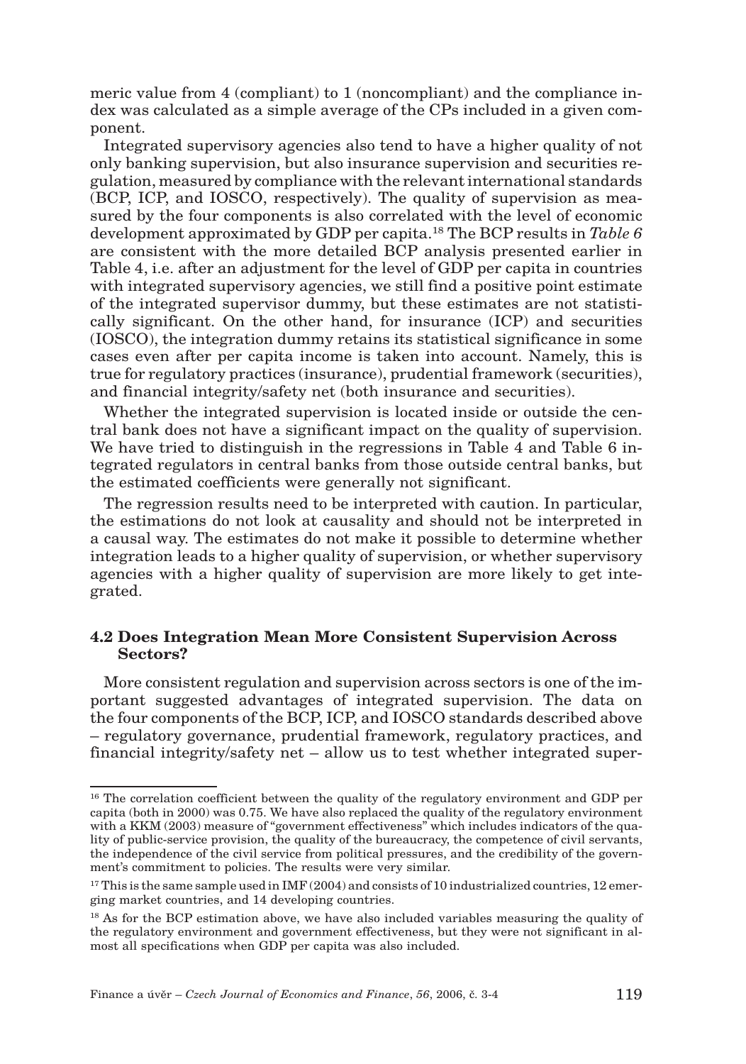meric value from 4 (compliant) to 1 (noncompliant) and the compliance index was calculated as a simple average of the CPs included in a given component.

Integrated supervisory agencies also tend to have a higher quality of not only banking supervision, but also insurance supervision and securities regulation, measured by compliance with the relevant international standards (BCP, ICP, and IOSCO, respectively). The quality of supervision as measured by the four components is also correlated with the level of economic development approximated by GDP per capita.[18] The BCP results in *Table 6* are consistent with the more detailed BCP analysis presented earlier in Table 4, i.e. after an adjustment for the level of GDP per capita in countries with integrated supervisory agencies, we still find a positive point estimate of the integrated supervisor dummy, but these estimates are not statistically significant. On the other hand, for insurance (ICP) and securities (IOSCO), the integration dummy retains its statistical significance in some cases even after per capita income is taken into account. Namely, this is true for regulatory practices (insurance), prudential framework (securities), and financial integrity/safety net (both insurance and securities).

Whether the integrated supervision is located inside or outside the central bank does not have a significant impact on the quality of supervision. We have tried to distinguish in the regressions in Table 4 and Table 6 integrated regulators in central banks from those outside central banks, but the estimated coefficients were generally not significant.

The regression results need to be interpreted with caution. In particular, the estimations do not look at causality and should not be interpreted in a causal way. The estimates do not make it possible to determine whether integration leads to a higher quality of supervision, or whether supervisory agencies with a higher quality of supervision are more likely to get integrated.

### 4.2 Does Integration Mean More Consistent Supervision Across Sectors?

More consistent regulation and supervision across sectors is one of the important suggested advantages of integrated supervision. The data on the four components of the BCP, ICP, and IOSCO standards described above – regulatory governance, prudential framework, regulatory practices, and financial integrity/safety net – allow us to test whether integrated super-

---

[16] The correlation coefficient between the quality of the regulatory environment and GDP per capita (both in 2000) was 0.75. We have also replaced the quality of the regulatory environment with a KKM (2003) measure of "government effectiveness" which includes indicators of the quality of public-service provision, the quality of the bureaucracy, the competence of civil servants, the independence of the civil service from political pressures, and the credibility of the government's commitment to policies. The results were very similar.

[17] This is the same sample used in IMF (2004) and consists of 10 industrialized countries, 12 emerging market countries, and 14 developing countries.

[18] As for the BCP estimation above, we have also included variables measuring the quality of the regulatory environment and government effectiveness, but they were not significant in almost all specifications when GDP per capita was also included.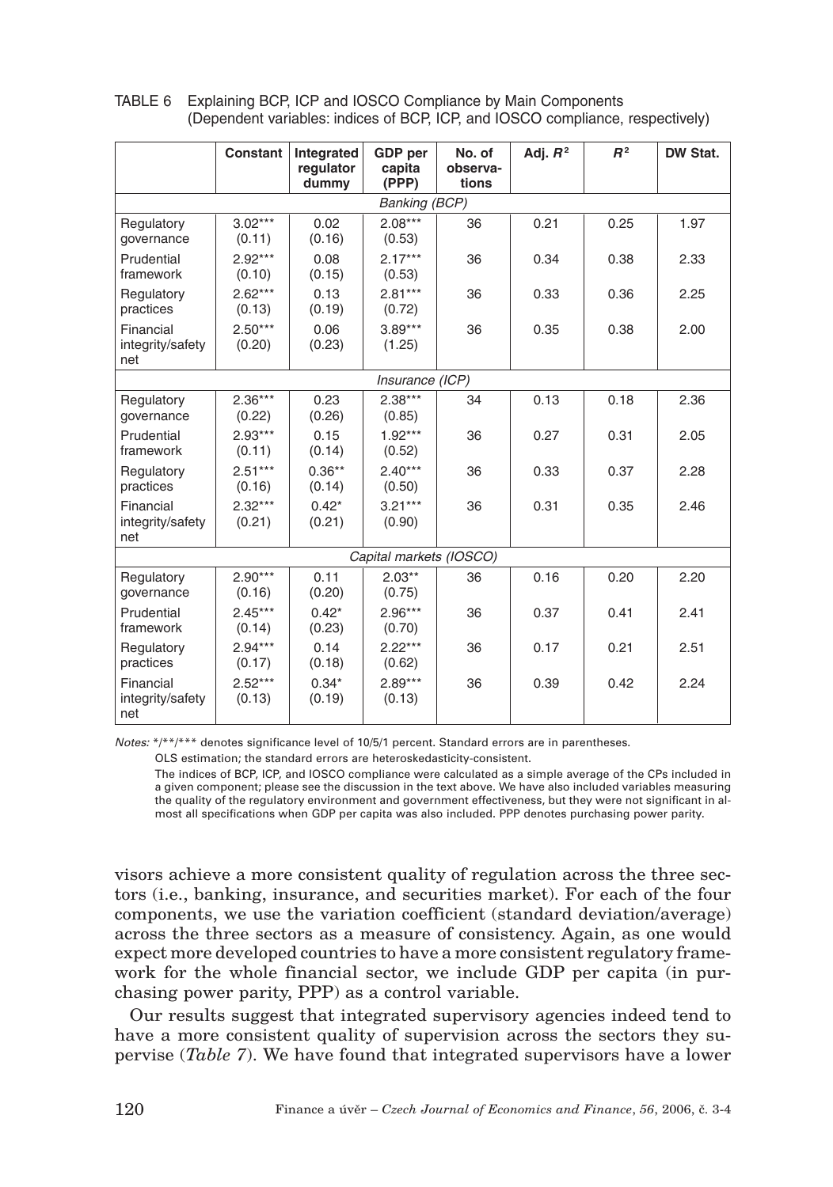TABLE 6 Explaining BCP, ICP and IOSCO Compliance by Main Components (Dependent variables: indices of BCP, ICP, and IOSCO compliance, respectively)

| | Constant | Integrated regulator dummy | GDP per capita (PPP) | No. of observations | Adj. $R^2$ | $R^2$ | DW Stat. |
|---|---|---|---|---|---|---|---|
| *Banking (BCP)* | | | | | | | |
| Regulatory governance | 3.02***<br>(0.11) | 0.02<br>(0.16) | 2.08***<br>(0.53) | 36 | 0.21 | 0.25 | 1.97 |
| Prudential framework | 2.92***<br>(0.10) | 0.08<br>(0.15) | 2.17***<br>(0.53) | 36 | 0.34 | 0.38 | 2.33 |
| Regulatory practices | 2.62***<br>(0.13) | 0.13<br>(0.19) | 2.81***<br>(0.72) | 36 | 0.33 | 0.36 | 2.25 |
| Financial integrity/safety net | 2.50***<br>(0.20) | 0.06<br>(0.23) | 3.89***<br>(1.25) | 36 | 0.35 | 0.38 | 2.00 |
| *Insurance (ICP)* | | | | | | | |
| Regulatory governance | 2.36***<br>(0.22) | 0.23<br>(0.26) | 2.38***<br>(0.85) | 34 | 0.13 | 0.18 | 2.36 |
| Prudential framework | 2.93***<br>(0.11) | 0.15<br>(0.14) | 1.92***<br>(0.52) | 36 | 0.27 | 0.31 | 2.05 |
| Regulatory practices | 2.51***<br>(0.16) | 0.36**<br>(0.14) | 2.40***<br>(0.50) | 36 | 0.33 | 0.37 | 2.28 |
| Financial integrity/safety net | 2.32***<br>(0.21) | 0.42*<br>(0.21) | 3.21***<br>(0.90) | 36 | 0.31 | 0.35 | 2.46 |
| *Capital markets (IOSCO)* | | | | | | | |
| Regulatory governance | 2.90***<br>(0.16) | 0.11<br>(0.20) | 2.03**<br>(0.75) | 36 | 0.16 | 0.20 | 2.20 |
| Prudential framework | 2.45***<br>(0.14) | 0.42*<br>(0.23) | 2.96***<br>(0.70) | 36 | 0.37 | 0.41 | 2.41 |
| Regulatory practices | 2.94***<br>(0.17) | 0.14<br>(0.18) | 2.22***<br>(0.62) | 36 | 0.17 | 0.21 | 2.51 |
| Financial integrity/safety net | 2.52***<br>(0.13) | 0.34*<br>(0.19) | 2.89***<br>(0.13) | 36 | 0.39 | 0.42 | 2.24 |

*Notes:* */**/*** denotes significance level of 10/5/1 percent. Standard errors are in parentheses.
OLS estimation; the standard errors are heteroskedasticity-consistent.
The indices of BCP, ICP, and IOSCO compliance were calculated as a simple average of the CPs included in a given component; please see the discussion in the text above. We have also included variables measuring the quality of the regulatory environment and government effectiveness, but they were not significant in almost all specifications when GDP per capita was also included. PPP denotes purchasing power parity.

visors achieve a more consistent quality of regulation across the three sectors (i.e., banking, insurance, and securities market). For each of the four components, we use the variation coefficient (standard deviation/average) across the three sectors as a measure of consistency. Again, as one would expect more developed countries to have a more consistent regulatory framework for the whole financial sector, we include GDP per capita (in purchasing power parity, PPP) as a control variable.

Our results suggest that integrated supervisory agencies indeed tend to have a more consistent quality of supervision across the sectors they supervise (*Table 7*). We have found that integrated supervisors have a lower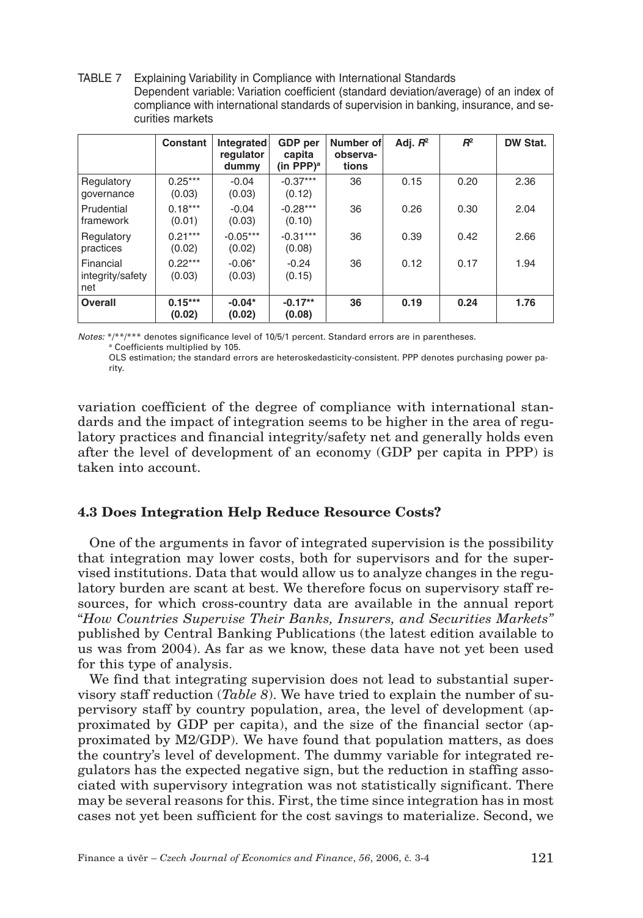TABLE 7 Explaining Variability in Compliance with International Standards
Dependent variable: Variation coefficient (standard deviation/average) of an index of compliance with international standards of supervision in banking, insurance, and securities markets

| | Constant | Integrated regulator dummy | GDP per capita (in PPP)[a] | Number of observations | Adj. $R^2$ | $R^2$ | DW Stat. |
|---|---|---|---|---|---|---|---|
| Regulatory governance | 0.25*** (0.03) | -0.04 (0.03) | -0.37*** (0.12) | 36 | 0.15 | 0.20 | 2.36 |
| Prudential framework | 0.18*** (0.01) | -0.04 (0.03) | -0.28*** (0.10) | 36 | 0.26 | 0.30 | 2.04 |
| Regulatory practices | 0.21*** (0.02) | -0.05*** (0.02) | -0.31*** (0.08) | 36 | 0.39 | 0.42 | 2.66 |
| Financial integrity/safety net | 0.22*** (0.03) | -0.06* (0.03) | -0.24 (0.15) | 36 | 0.12 | 0.17 | 1.94 |
| **Overall** | **0.15*** (0.02)** | **-0.04* (0.02)** | **-0.17** (0.08)** | **36** | **0.19** | **0.24** | **1.76** |

*Notes:* */**/*** denotes significance level of 10/5/1 percent. Standard errors are in parentheses.
[a] Coefficients multiplied by 105.
OLS estimation; the standard errors are heteroskedasticity-consistent. PPP denotes purchasing power parity.

variation coefficient of the degree of compliance with international standards and the impact of integration seems to be higher in the area of regulatory practices and financial integrity/safety net and generally holds even after the level of development of an economy (GDP per capita in PPP) is taken into account.

### 4.3 Does Integration Help Reduce Resource Costs?

One of the arguments in favor of integrated supervision is the possibility that integration may lower costs, both for supervisors and for the supervised institutions. Data that would allow us to analyze changes in the regulatory burden are scant at best. We therefore focus on supervisory staff resources, for which cross-country data are available in the annual report "*How Countries Supervise Their Banks, Insurers, and Securities Markets"* published by Central Banking Publications (the latest edition available to us was from 2004). As far as we know, these data have not yet been used for this type of analysis.

We find that integrating supervision does not lead to substantial supervisory staff reduction (*Table 8*). We have tried to explain the number of supervisory staff by country population, area, the level of development (approximated by GDP per capita), and the size of the financial sector (approximated by M2/GDP). We have found that population matters, as does the country's level of development. The dummy variable for integrated regulators has the expected negative sign, but the reduction in staffing associated with supervisory integration was not statistically significant. There may be several reasons for this. First, the time since integration has in most cases not yet been sufficient for the cost savings to materialize. Second, we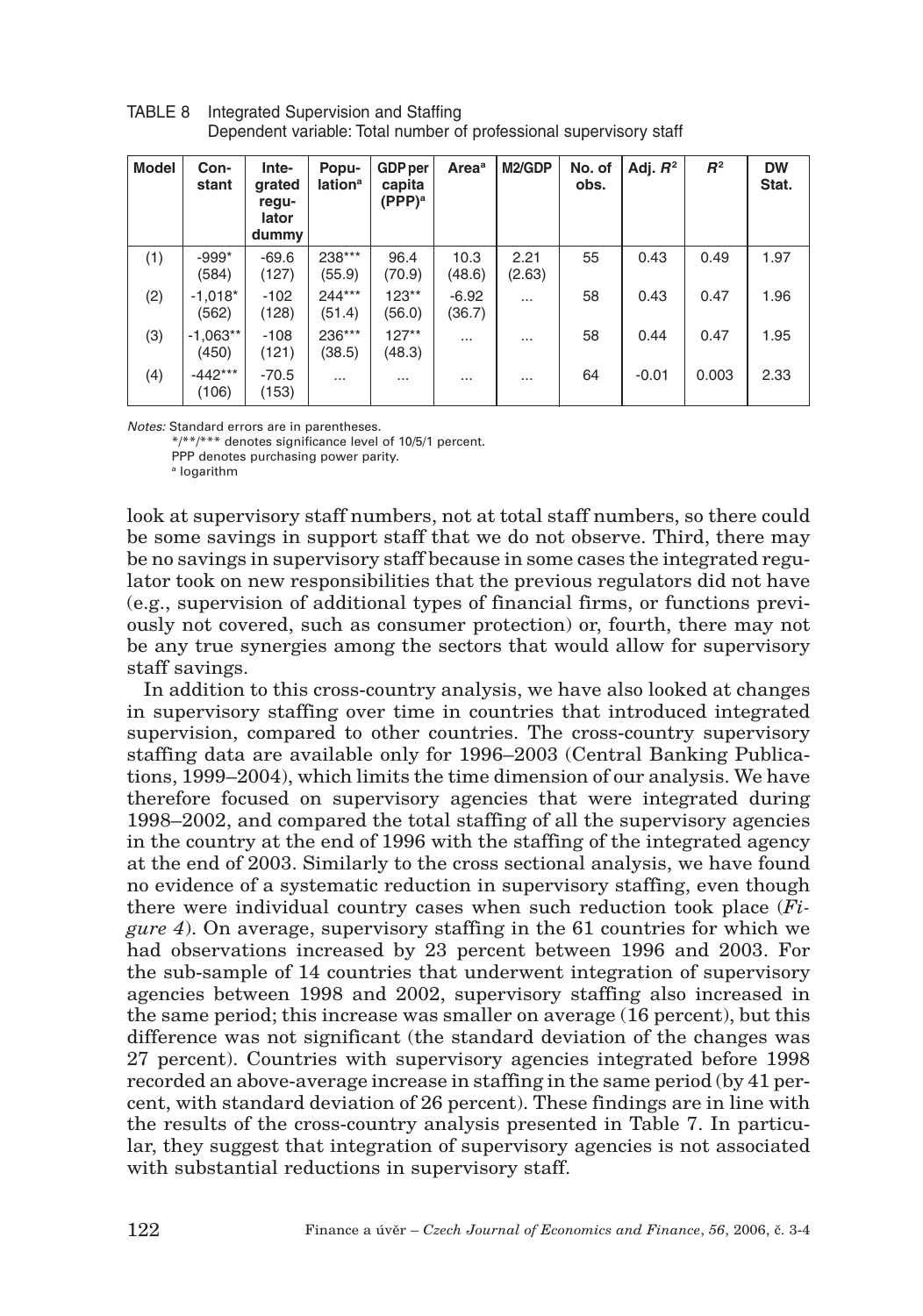TABLE 8 Integrated Supervision and Staffing
Dependent variable: Total number of professional supervisory staff

| Model | Constant | Integrated regulator dummy | Population[a] | GDP per capita (PPP)[a] | Area[a] | M2/GDP | No. of obs. | Adj. $R^2$ | $R^2$ | DW Stat. |
|---|---|---|---|---|---|---|---|---|---|---|
| (1) | -999* (584) | -69.6 (127) | 238*** (55.9) | 96.4 (70.9) | 10.3 (48.6) | 2.21 (2.63) | 55 | 0.43 | 0.49 | 1.97 |
| (2) | -1,018* (562) | -102 (128) | 244*** (51.4) | 123** (56.0) | -6.92 (36.7) | ... | 58 | 0.43 | 0.47 | 1.96 |
| (3) | -1,063** (450) | -108 (121) | 236*** (38.5) | 127** (48.3) | ... | ... | 58 | 0.44 | 0.47 | 1.95 |
| (4) | -442*** (106) | -70.5 (153) | ... | ... | ... | ... | 64 | -0.01 | 0.003 | 2.33 |

*Notes:* Standard errors are in parentheses.
*/**/*** denotes significance level of 10/5/1 percent.
PPP denotes purchasing power parity.
[a] logarithm

look at supervisory staff numbers, not at total staff numbers, so there could be some savings in support staff that we do not observe. Third, there may be no savings in supervisory staff because in some cases the integrated regulator took on new responsibilities that the previous regulators did not have (e.g., supervision of additional types of financial firms, or functions previously not covered, such as consumer protection) or, fourth, there may not be any true synergies among the sectors that would allow for supervisory staff savings.

In addition to this cross-country analysis, we have also looked at changes in supervisory staffing over time in countries that introduced integrated supervision, compared to other countries. The cross-country supervisory staffing data are available only for 1996–2003 (Central Banking Publications, 1999–2004), which limits the time dimension of our analysis. We have therefore focused on supervisory agencies that were integrated during 1998–2002, and compared the total staffing of all the supervisory agencies in the country at the end of 1996 with the staffing of the integrated agency at the end of 2003. Similarly to the cross sectional analysis, we have found no evidence of a systematic reduction in supervisory staffing, even though there were individual country cases when such reduction took place (*Figure 4*). On average, supervisory staffing in the 61 countries for which we had observations increased by 23 percent between 1996 and 2003. For the sub-sample of 14 countries that underwent integration of supervisory agencies between 1998 and 2002, supervisory staffing also increased in the same period; this increase was smaller on average (16 percent), but this difference was not significant (the standard deviation of the changes was 27 percent). Countries with supervisory agencies integrated before 1998 recorded an above-average increase in staffing in the same period (by 41 percent, with standard deviation of 26 percent). These findings are in line with the results of the cross-country analysis presented in Table 7. In particular, they suggest that integration of supervisory agencies is not associated with substantial reductions in supervisory staff.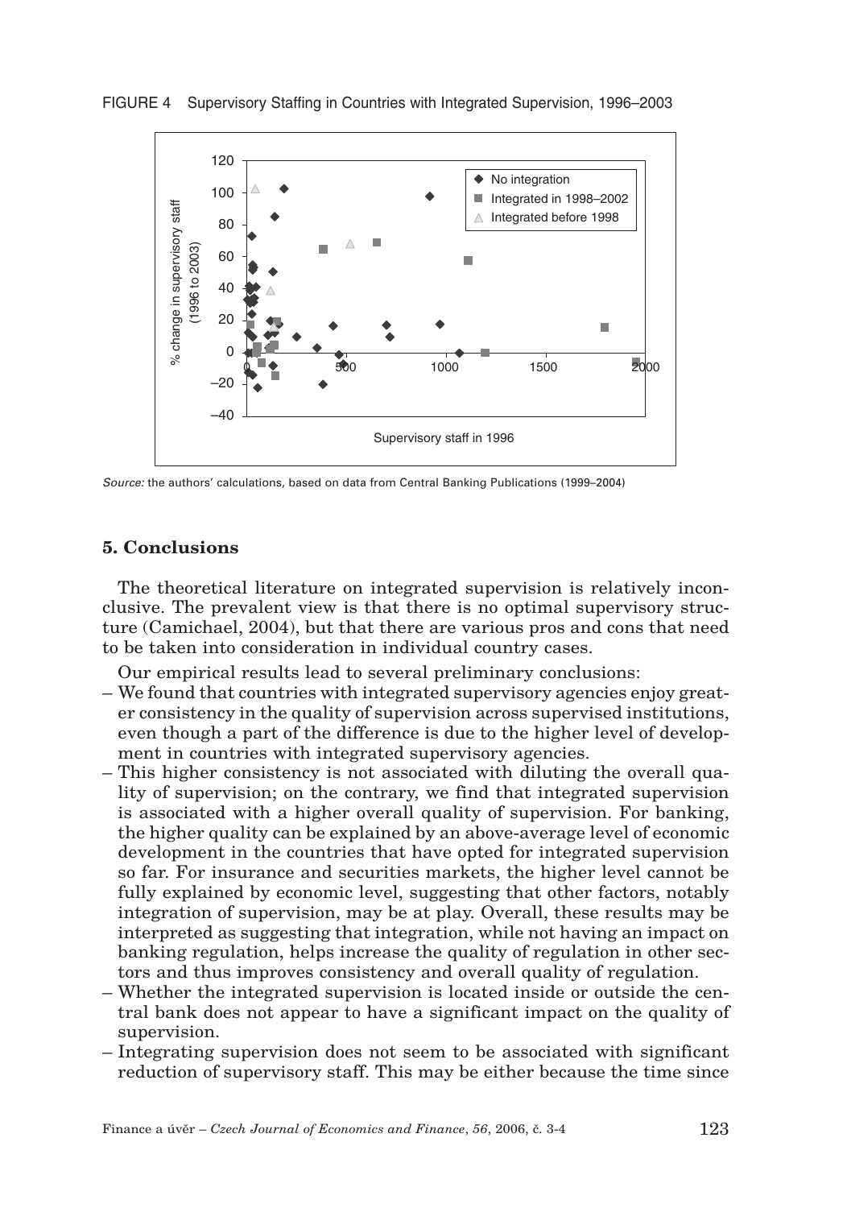FIGURE 4 Supervisory Staffing in Countries with Integrated Supervision, 1996–2003

*Source:* the authors' calculations, based on data from Central Banking Publications (1999–2004)

## 5. Conclusions

The theoretical literature on integrated supervision is relatively inconclusive. The prevalent view is that there is no optimal supervisory structure (Camichael, 2004), but that there are various pros and cons that need to be taken into consideration in individual country cases.

Our empirical results lead to several preliminary conclusions:

- We found that countries with integrated supervisory agencies enjoy greater consistency in the quality of supervision across supervised institutions, even though a part of the difference is due to the higher level of development in countries with integrated supervisory agencies.
- This higher consistency is not associated with diluting the overall quality of supervision; on the contrary, we find that integrated supervision is associated with a higher overall quality of supervision. For banking, the higher quality can be explained by an above-average level of economic development in the countries that have opted for integrated supervision so far. For insurance and securities markets, the higher level cannot be fully explained by economic level, suggesting that other factors, notably integration of supervision, may be at play. Overall, these results may be interpreted as suggesting that integration, while not having an impact on banking regulation, helps increase the quality of regulation in other sectors and thus improves consistency and overall quality of regulation.
- Whether the integrated supervision is located inside or outside the central bank does not appear to have a significant impact on the quality of supervision.
- Integrating supervision does not seem to be associated with significant reduction of supervisory staff. This may be either because the time since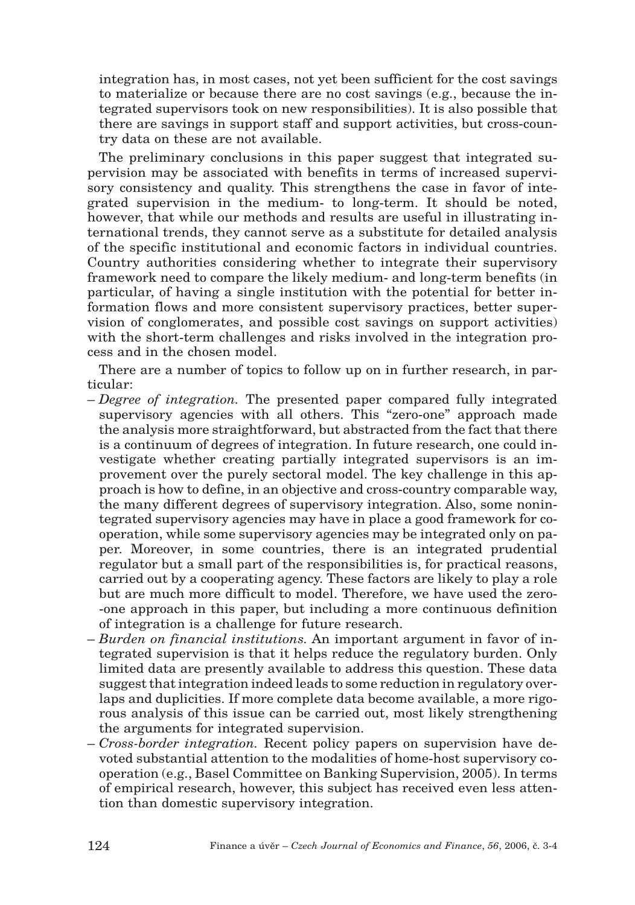integration has, in most cases, not yet been sufficient for the cost savings to materialize or because there are no cost savings (e.g., because the integrated supervisors took on new responsibilities). It is also possible that there are savings in support staff and support activities, but cross-country data on these are not available.

The preliminary conclusions in this paper suggest that integrated supervision may be associated with benefits in terms of increased supervisory consistency and quality. This strengthens the case in favor of integrated supervision in the medium- to long-term. It should be noted, however, that while our methods and results are useful in illustrating international trends, they cannot serve as a substitute for detailed analysis of the specific institutional and economic factors in individual countries. Country authorities considering whether to integrate their supervisory framework need to compare the likely medium- and long-term benefits (in particular, of having a single institution with the potential for better information flows and more consistent supervisory practices, better supervision of conglomerates, and possible cost savings on support activities) with the short-term challenges and risks involved in the integration process and in the chosen model.

There are a number of topics to follow up on in further research, in particular:

- *Degree of integration.* The presented paper compared fully integrated supervisory agencies with all others. This "zero-one" approach made the analysis more straightforward, but abstracted from the fact that there is a continuum of degrees of integration. In future research, one could investigate whether creating partially integrated supervisors is an improvement over the purely sectoral model. The key challenge in this approach is how to define, in an objective and cross-country comparable way, the many different degrees of supervisory integration. Also, some nonintegrated supervisory agencies may have in place a good framework for cooperation, while some supervisory agencies may be integrated only on paper. Moreover, in some countries, there is an integrated prudential regulator but a small part of the responsibilities is, for practical reasons, carried out by a cooperating agency. These factors are likely to play a role but are much more difficult to model. Therefore, we have used the zero-one approach in this paper, but including a more continuous definition of integration is a challenge for future research.
- *Burden on financial institutions.* An important argument in favor of integrated supervision is that it helps reduce the regulatory burden. Only limited data are presently available to address this question. These data suggest that integration indeed leads to some reduction in regulatory overlaps and duplicities. If more complete data become available, a more rigorous analysis of this issue can be carried out, most likely strengthening the arguments for integrated supervision.
- *Cross-border integration.* Recent policy papers on supervision have devoted substantial attention to the modalities of home-host supervisory cooperation (e.g., Basel Committee on Banking Supervision, 2005). In terms of empirical research, however, this subject has received even less attention than domestic supervisory integration.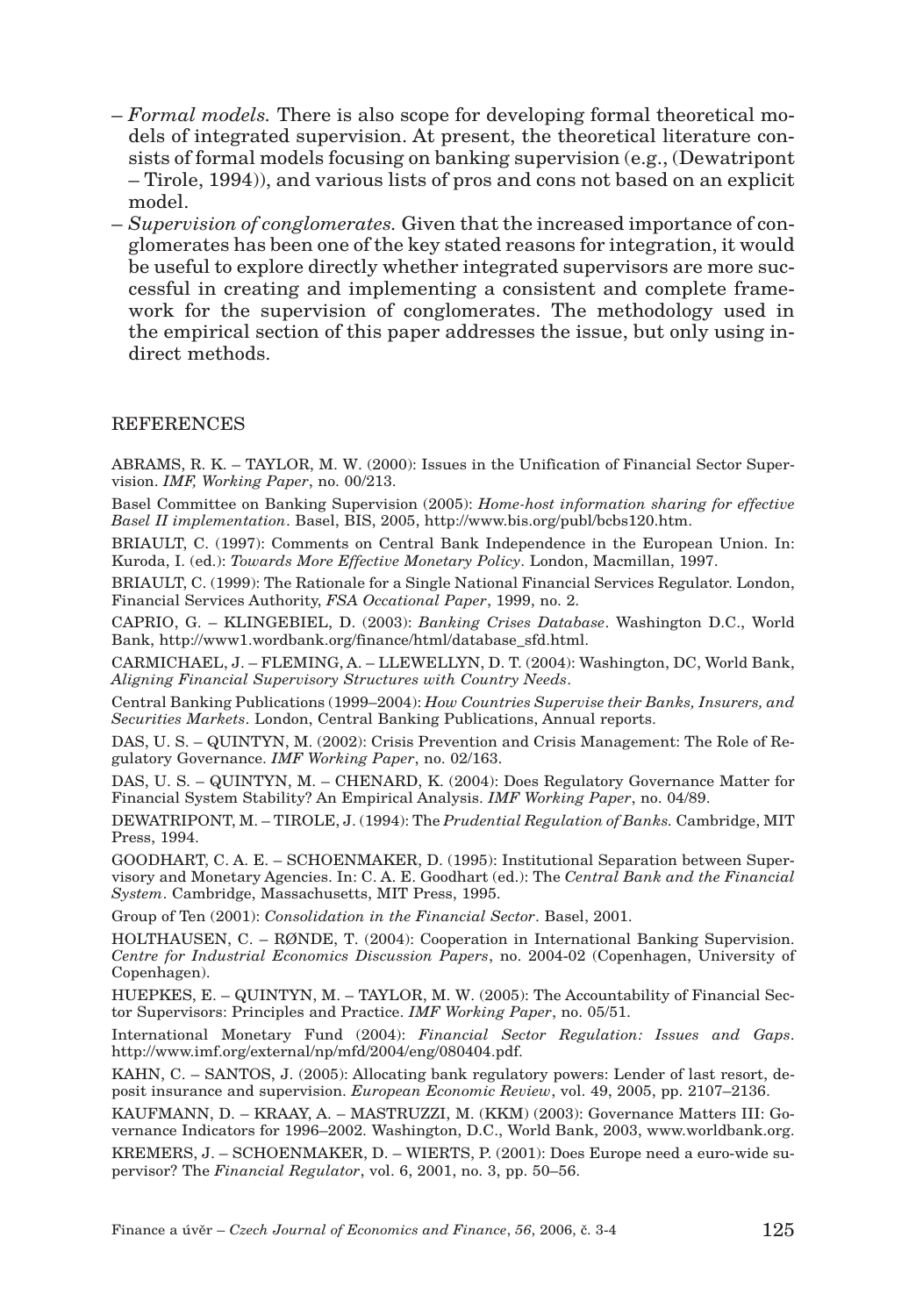– *Formal models.* There is also scope for developing formal theoretical models of integrated supervision. At present, the theoretical literature consists of formal models focusing on banking supervision (e.g., (Dewatripont – Tirole, 1994)), and various lists of pros and cons not based on an explicit model.
– *Supervision of conglomerates.* Given that the increased importance of conglomerates has been one of the key stated reasons for integration, it would be useful to explore directly whether integrated supervisors are more successful in creating and implementing a consistent and complete framework for the supervision of conglomerates. The methodology used in the empirical section of this paper addresses the issue, but only using indirect methods.

## REFERENCES

ABRAMS, R. K. – TAYLOR, M. W. (2000): Issues in the Unification of Financial Sector Supervision. *IMF, Working Paper*, no. 00/213.

Basel Committee on Banking Supervision (2005): *Home-host information sharing for effective Basel II implementation*. Basel, BIS, 2005, http://www.bis.org/publ/bcbs120.htm.

BRIAULT, C. (1997): Comments on Central Bank Independence in the European Union. In: Kuroda, I. (ed.): *Towards More Effective Monetary Policy*. London, Macmillan, 1997.

BRIAULT, C. (1999): The Rationale for a Single National Financial Services Regulator. London, Financial Services Authority, *FSA Occational Paper*, 1999, no. 2.

CAPRIO, G. – KLINGEBIEL, D. (2003): *Banking Crises Database*. Washington D.C., World Bank, http://www1.wordbank.org/finance/html/database_sfd.html.

CARMICHAEL, J. – FLEMING, A. – LLEWELLYN, D. T. (2004): Washington, DC, World Bank, *Aligning Financial Supervisory Structures with Country Needs*.

Central Banking Publications (1999–2004): *How Countries Supervise their Banks, Insurers, and Securities Markets*. London, Central Banking Publications, Annual reports.

DAS, U. S. – QUINTYN, M. (2002): Crisis Prevention and Crisis Management: The Role of Regulatory Governance. *IMF Working Paper*, no. 02/163.

DAS, U. S. – QUINTYN, M. – CHENARD, K. (2004): Does Regulatory Governance Matter for Financial System Stability? An Empirical Analysis. *IMF Working Paper*, no. 04/89.

DEWATRIPONT, M. – TIROLE, J. (1994): The *Prudential Regulation of Banks.* Cambridge, MIT Press, 1994.

GOODHART, C. A. E. – SCHOENMAKER, D. (1995): Institutional Separation between Supervisory and Monetary Agencies. In: C. A. E. Goodhart (ed.): The *Central Bank and the Financial System*. Cambridge, Massachusetts, MIT Press, 1995.

Group of Ten (2001): *Consolidation in the Financial Sector*. Basel, 2001.

HOLTHAUSEN, C. – RØNDE, T. (2004): Cooperation in International Banking Supervision. *Centre for Industrial Economics Discussion Papers*, no. 2004-02 (Copenhagen, University of Copenhagen).

HUEPKES, E. – QUINTYN, M. – TAYLOR, M. W. (2005): The Accountability of Financial Sector Supervisors: Principles and Practice. *IMF Working Paper*, no. 05/51.

International Monetary Fund (2004): *Financial Sector Regulation: Issues and Gaps*. http://www.imf.org/external/np/mfd/2004/eng/080404.pdf.

KAHN, C. – SANTOS, J. (2005): Allocating bank regulatory powers: Lender of last resort, deposit insurance and supervision. *European Economic Review*, vol. 49, 2005, pp. 2107–2136.

KAUFMANN, D. – KRAAY, A. – MASTRUZZI, M. (KKM) (2003): Governance Matters III: Governance Indicators for 1996–2002. Washington, D.C., World Bank, 2003, www.worldbank.org.

KREMERS, J. – SCHOENMAKER, D. – WIERTS, P. (2001): Does Europe need a euro-wide supervisor? The *Financial Regulator*, vol. 6, 2001, no. 3, pp. 50–56.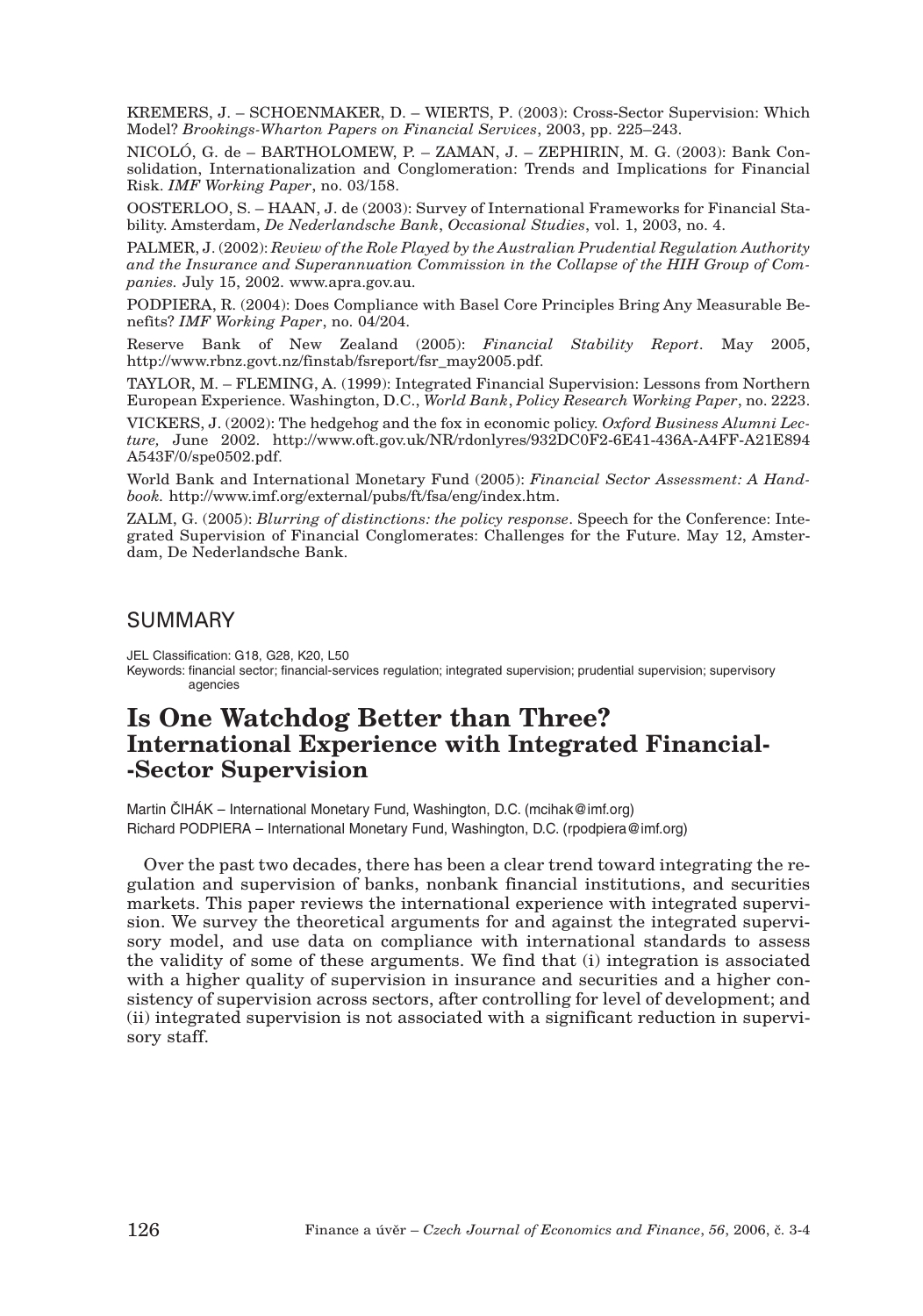KREMERS, J. – SCHOENMAKER, D. – WIERTS, P. (2003): Cross-Sector Supervision: Which Model? *Brookings-Wharton Papers on Financial Services*, 2003, pp. 225–243.

NICOLÓ, G. de – BARTHOLOMEW, P. – ZAMAN, J. – ZEPHIRIN, M. G. (2003): Bank Consolidation, Internationalization and Conglomeration: Trends and Implications for Financial Risk. *IMF Working Paper*, no. 03/158.

OOSTERLOO, S. – HAAN, J. de (2003): Survey of International Frameworks for Financial Stability. Amsterdam, *De Nederlandsche Bank*, *Occasional Studies*, vol. 1, 2003, no. 4.

PALMER, J. (2002): *Review of the Role Played by the Australian Prudential Regulation Authority and the Insurance and Superannuation Commission in the Collapse of the HIH Group of Companies.* July 15, 2002. www.apra.gov.au.

PODPIERA, R. (2004): Does Compliance with Basel Core Principles Bring Any Measurable Benefits? *IMF Working Paper*, no. 04/204.

Reserve Bank of New Zealand (2005): *Financial Stability Report*. May 2005, http://www.rbnz.govt.nz/finstab/fsreport/fsr_may2005.pdf.

TAYLOR, M. – FLEMING, A. (1999): Integrated Financial Supervision: Lessons from Northern European Experience. Washington, D.C., *World Bank*, *Policy Research Working Paper*, no. 2223.

VICKERS, J. (2002): The hedgehog and the fox in economic policy. *Oxford Business Alumni Lecture,* June 2002. http://www.oft.gov.uk/NR/rdonlyres/932DC0F2-6E41-436A-A4FF-A21E894A543F/0/spe0502.pdf.

World Bank and International Monetary Fund (2005): *Financial Sector Assessment: A Handbook.* http://www.imf.org/external/pubs/ft/fsa/eng/index.htm.

ZALM, G. (2005): *Blurring of distinctions: the policy response*. Speech for the Conference: Integrated Supervision of Financial Conglomerates: Challenges for the Future. May 12, Amsterdam, De Nederlandsche Bank.

## SUMMARY

JEL Classification: G18, G28, K20, L50
Keywords: financial sector; financial-services regulation; integrated supervision; prudential supervision; supervisory agencies

# Is One Watchdog Better than Three? International Experience with Integrated Financial-Sector Supervision

Martin ČIHÁK – International Monetary Fund, Washington, D.C. (mcihak@imf.org)
Richard PODPIERA – International Monetary Fund, Washington, D.C. (rpodpiera@imf.org)

Over the past two decades, there has been a clear trend toward integrating the regulation and supervision of banks, nonbank financial institutions, and securities markets. This paper reviews the international experience with integrated supervision. We survey the theoretical arguments for and against the integrated supervisory model, and use data on compliance with international standards to assess the validity of some of these arguments. We find that (i) integration is associated with a higher quality of supervision in insurance and securities and a higher consistency of supervision across sectors, after controlling for level of development; and (ii) integrated supervision is not associated with a significant reduction in supervisory staff.